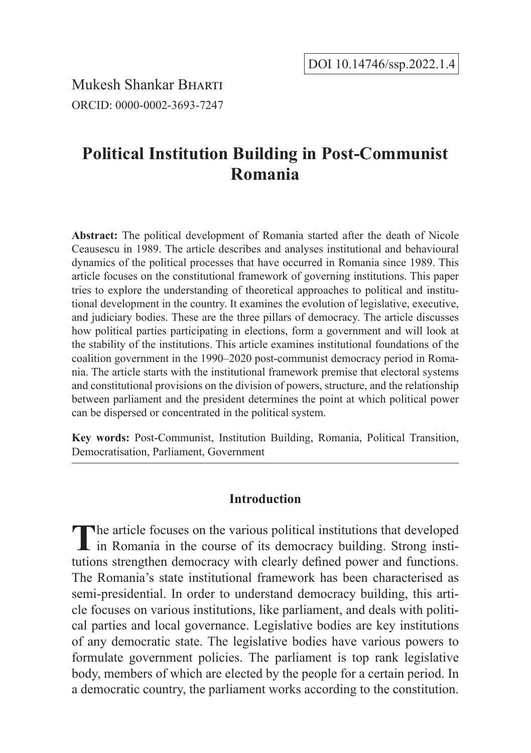DOI 10.14746/ssp.2022.1.4

Mukesh Shankar Bharti
ORCID: 0000-0002-3693-7247

# Political Institution Building in Post-Communist Romania

**Abstract:** The political development of Romania started after the death of Nicole Ceausescu in 1989. The article describes and analyses institutional and behavioural dynamics of the political processes that have occurred in Romania since 1989. This article focuses on the constitutional framework of governing institutions. This paper tries to explore the understanding of theoretical approaches to political and institutional development in the country. It examines the evolution of legislative, executive, and judiciary bodies. These are the three pillars of democracy. The article discusses how political parties participating in elections, form a government and will look at the stability of the institutions. This article examines institutional foundations of the coalition government in the 1990–2020 post-communist democracy period in Romania. The article starts with the institutional framework premise that electoral systems and constitutional provisions on the division of powers, structure, and the relationship between parliament and the president determines the point at which political power can be dispersed or concentrated in the political system.

**Key words:** Post-Communist, Institution Building, Romania, Political Transition, Democratisation, Parliament, Government

## Introduction

The article focuses on the various political institutions that developed in Romania in the course of its democracy building. Strong institutions strengthen democracy with clearly defined power and functions. The Romania's state institutional framework has been characterised as semi-presidential. In order to understand democracy building, this article focuses on various institutions, like parliament, and deals with political parties and local governance. Legislative bodies are key institutions of any democratic state. The legislative bodies have various powers to formulate government policies. The parliament is top rank legislative body, members of which are elected by the people for a certain period. In a democratic country, the parliament works according to the constitution.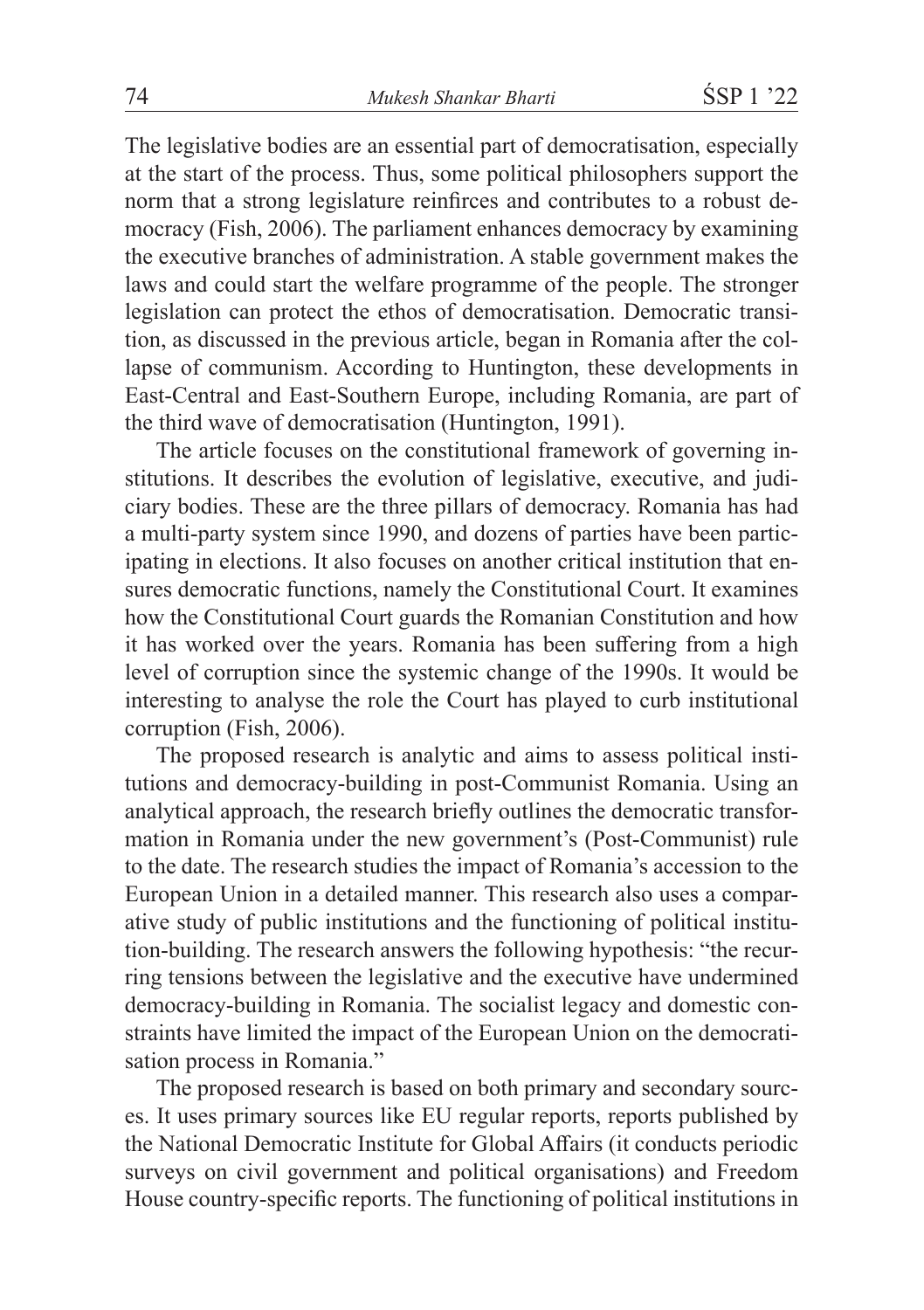The legislative bodies are an essential part of democratisation, especially at the start of the process. Thus, some political philosophers support the norm that a strong legislature reinfirces and contributes to a robust democracy (Fish, 2006). The parliament enhances democracy by examining the executive branches of administration. A stable government makes the laws and could start the welfare programme of the people. The stronger legislation can protect the ethos of democratisation. Democratic transition, as discussed in the previous article, began in Romania after the collapse of communism. According to Huntington, these developments in East-Central and East-Southern Europe, including Romania, are part of the third wave of democratisation (Huntington, 1991).

The article focuses on the constitutional framework of governing institutions. It describes the evolution of legislative, executive, and judiciary bodies. These are the three pillars of democracy. Romania has had a multi-party system since 1990, and dozens of parties have been participating in elections. It also focuses on another critical institution that ensures democratic functions, namely the Constitutional Court. It examines how the Constitutional Court guards the Romanian Constitution and how it has worked over the years. Romania has been suffering from a high level of corruption since the systemic change of the 1990s. It would be interesting to analyse the role the Court has played to curb institutional corruption (Fish, 2006).

The proposed research is analytic and aims to assess political institutions and democracy-building in post-Communist Romania. Using an analytical approach, the research briefly outlines the democratic transformation in Romania under the new government's (Post-Communist) rule to the date. The research studies the impact of Romania's accession to the European Union in a detailed manner. This research also uses a comparative study of public institutions and the functioning of political institution-building. The research answers the following hypothesis: "the recurring tensions between the legislative and the executive have undermined democracy-building in Romania. The socialist legacy and domestic constraints have limited the impact of the European Union on the democratisation process in Romania."

The proposed research is based on both primary and secondary sources. It uses primary sources like EU regular reports, reports published by the National Democratic Institute for Global Affairs (it conducts periodic surveys on civil government and political organisations) and Freedom House country-specific reports. The functioning of political institutions in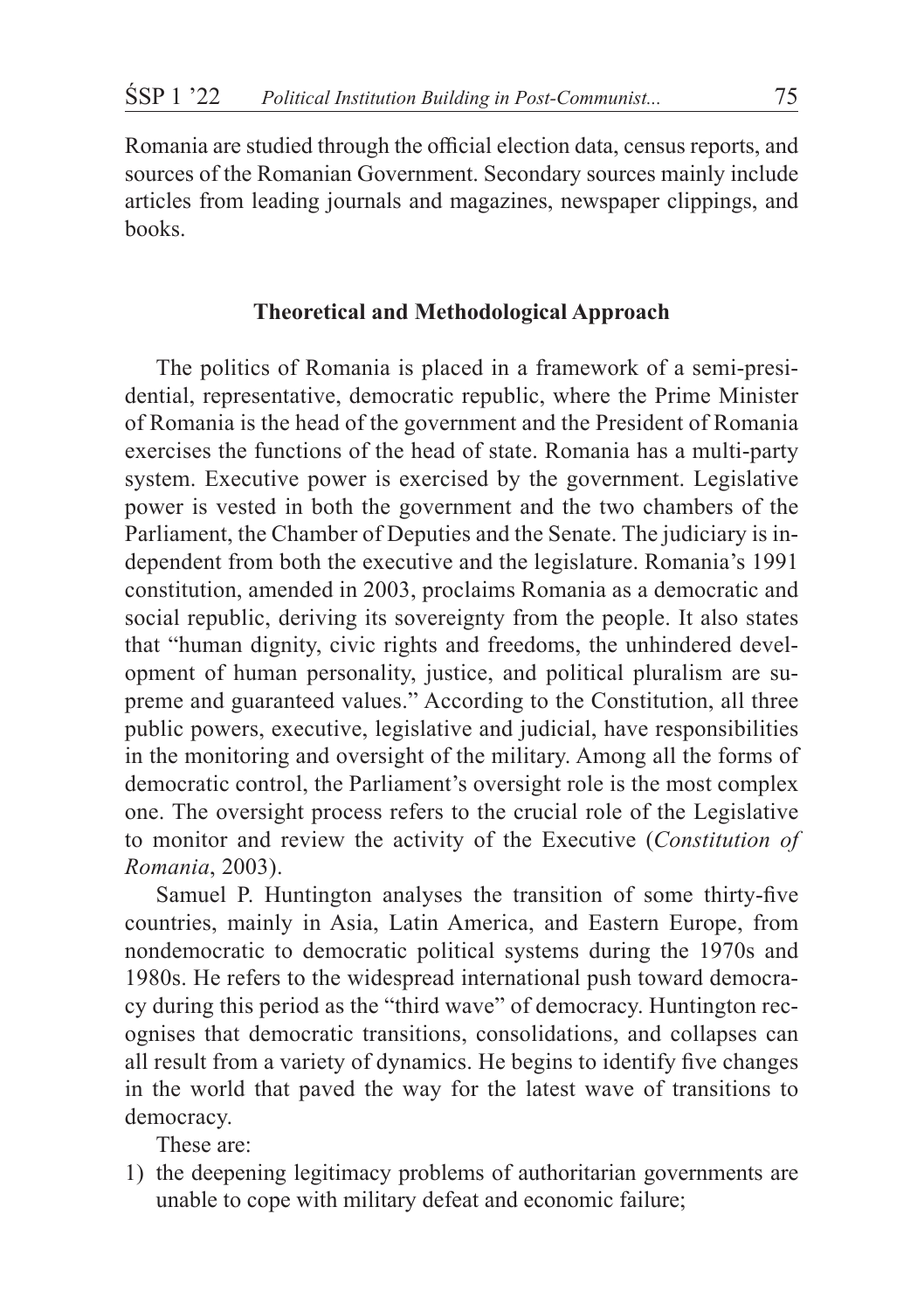Romania are studied through the official election data, census reports, and sources of the Romanian Government. Secondary sources mainly include articles from leading journals and magazines, newspaper clippings, and books.

## Theoretical and Methodological Approach

The politics of Romania is placed in a framework of a semi-presidential, representative, democratic republic, where the Prime Minister of Romania is the head of the government and the President of Romania exercises the functions of the head of state. Romania has a multi-party system. Executive power is exercised by the government. Legislative power is vested in both the government and the two chambers of the Parliament, the Chamber of Deputies and the Senate. The judiciary is independent from both the executive and the legislature. Romania's 1991 constitution, amended in 2003, proclaims Romania as a democratic and social republic, deriving its sovereignty from the people. It also states that "human dignity, civic rights and freedoms, the unhindered development of human personality, justice, and political pluralism are supreme and guaranteed values." According to the Constitution, all three public powers, executive, legislative and judicial, have responsibilities in the monitoring and oversight of the military. Among all the forms of democratic control, the Parliament's oversight role is the most complex one. The oversight process refers to the crucial role of the Legislative to monitor and review the activity of the Executive (*Constitution of Romania*, 2003).

Samuel P. Huntington analyses the transition of some thirty-five countries, mainly in Asia, Latin America, and Eastern Europe, from nondemocratic to democratic political systems during the 1970s and 1980s. He refers to the widespread international push toward democracy during this period as the "third wave" of democracy. Huntington recognises that democratic transitions, consolidations, and collapses can all result from a variety of dynamics. He begins to identify five changes in the world that paved the way for the latest wave of transitions to democracy.

These are:

1) the deepening legitimacy problems of authoritarian governments are unable to cope with military defeat and economic failure;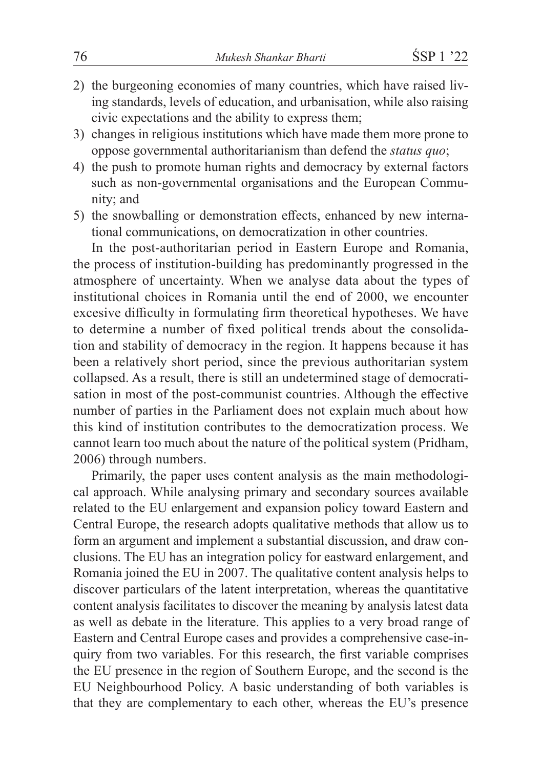2) the burgeoning economies of many countries, which have raised living standards, levels of education, and urbanisation, while also raising civic expectations and the ability to express them;
3) changes in religious institutions which have made them more prone to oppose governmental authoritarianism than defend the *status quo*;
4) the push to promote human rights and democracy by external factors such as non-governmental organisations and the European Community; and
5) the snowballing or demonstration effects, enhanced by new international communications, on democratization in other countries.

In the post-authoritarian period in Eastern Europe and Romania, the process of institution-building has predominantly progressed in the atmosphere of uncertainty. When we analyse data about the types of institutional choices in Romania until the end of 2000, we encounter excesive difficulty in formulating firm theoretical hypotheses. We have to determine a number of fixed political trends about the consolidation and stability of democracy in the region. It happens because it has been a relatively short period, since the previous authoritarian system collapsed. As a result, there is still an undetermined stage of democratisation in most of the post-communist countries. Although the effective number of parties in the Parliament does not explain much about how this kind of institution contributes to the democratization process. We cannot learn too much about the nature of the political system (Pridham, 2006) through numbers.

Primarily, the paper uses content analysis as the main methodological approach. While analysing primary and secondary sources available related to the EU enlargement and expansion policy toward Eastern and Central Europe, the research adopts qualitative methods that allow us to form an argument and implement a substantial discussion, and draw conclusions. The EU has an integration policy for eastward enlargement, and Romania joined the EU in 2007. The qualitative content analysis helps to discover particulars of the latent interpretation, whereas the quantitative content analysis facilitates to discover the meaning by analysis latest data as well as debate in the literature. This applies to a very broad range of Eastern and Central Europe cases and provides a comprehensive case-inquiry from two variables. For this research, the first variable comprises the EU presence in the region of Southern Europe, and the second is the EU Neighbourhood Policy. A basic understanding of both variables is that they are complementary to each other, whereas the EU's presence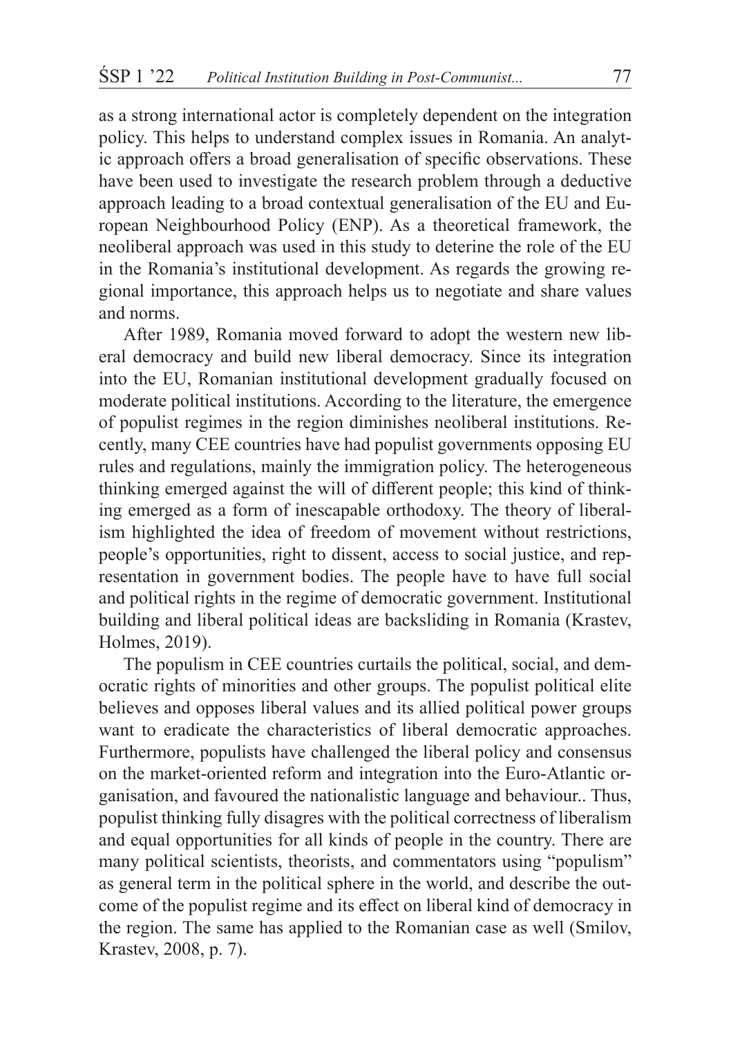as a strong international actor is completely dependent on the integration policy. This helps to understand complex issues in Romania. An analytic approach offers a broad generalisation of specific observations. These have been used to investigate the research problem through a deductive approach leading to a broad contextual generalisation of the EU and European Neighbourhood Policy (ENP). As a theoretical framework, the neoliberal approach was used in this study to deterine the role of the EU in the Romania's institutional development. As regards the growing regional importance, this approach helps us to negotiate and share values and norms.

After 1989, Romania moved forward to adopt the western new liberal democracy and build new liberal democracy. Since its integration into the EU, Romanian institutional development gradually focused on moderate political institutions. According to the literature, the emergence of populist regimes in the region diminishes neoliberal institutions. Recently, many CEE countries have had populist governments opposing EU rules and regulations, mainly the immigration policy. The heterogeneous thinking emerged against the will of different people; this kind of thinking emerged as a form of inescapable orthodoxy. The theory of liberalism highlighted the idea of freedom of movement without restrictions, people's opportunities, right to dissent, access to social justice, and representation in government bodies. The people have to have full social and political rights in the regime of democratic government. Institutional building and liberal political ideas are backsliding in Romania (Krastev, Holmes, 2019).

The populism in CEE countries curtails the political, social, and democratic rights of minorities and other groups. The populist political elite believes and opposes liberal values and its allied political power groups want to eradicate the characteristics of liberal democratic approaches. Furthermore, populists have challenged the liberal policy and consensus on the market-oriented reform and integration into the Euro-Atlantic organisation, and favoured the nationalistic language and behaviour.. Thus, populist thinking fully disagres with the political correctness of liberalism and equal opportunities for all kinds of people in the country. There are many political scientists, theorists, and commentators using "populism" as general term in the political sphere in the world, and describe the outcome of the populist regime and its effect on liberal kind of democracy in the region. The same has applied to the Romanian case as well (Smilov, Krastev, 2008, p. 7).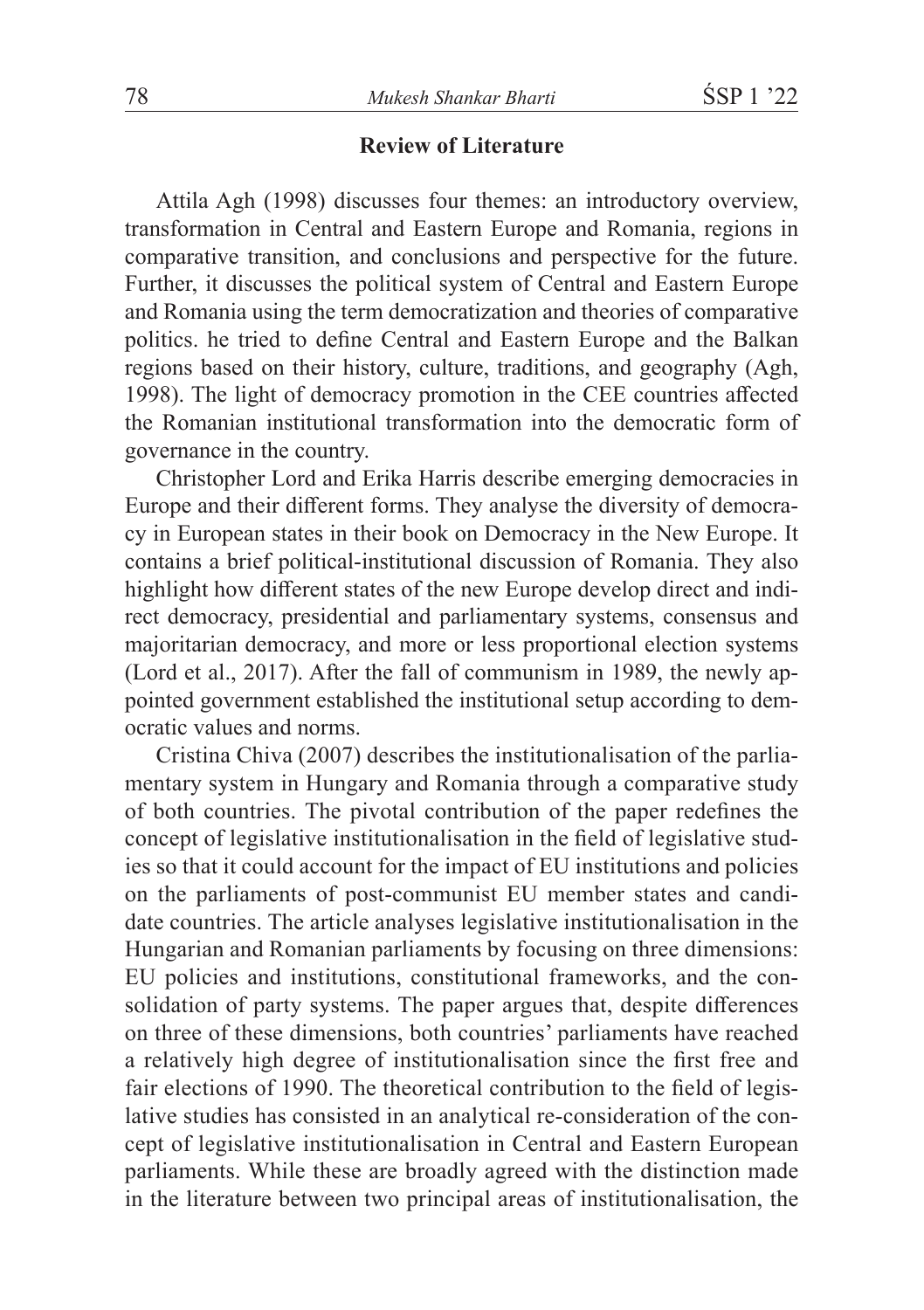## Review of Literature

Attila Agh (1998) discusses four themes: an introductory overview, transformation in Central and Eastern Europe and Romania, regions in comparative transition, and conclusions and perspective for the future. Further, it discusses the political system of Central and Eastern Europe and Romania using the term democratization and theories of comparative politics. he tried to define Central and Eastern Europe and the Balkan regions based on their history, culture, traditions, and geography (Agh, 1998). The light of democracy promotion in the CEE countries affected the Romanian institutional transformation into the democratic form of governance in the country.

Christopher Lord and Erika Harris describe emerging democracies in Europe and their different forms. They analyse the diversity of democracy in European states in their book on Democracy in the New Europe. It contains a brief political-institutional discussion of Romania. They also highlight how different states of the new Europe develop direct and indirect democracy, presidential and parliamentary systems, consensus and majoritarian democracy, and more or less proportional election systems (Lord et al., 2017). After the fall of communism in 1989, the newly appointed government established the institutional setup according to democratic values and norms.

Cristina Chiva (2007) describes the institutionalisation of the parliamentary system in Hungary and Romania through a comparative study of both countries. The pivotal contribution of the paper redefines the concept of legislative institutionalisation in the field of legislative studies so that it could account for the impact of EU institutions and policies on the parliaments of post-communist EU member states and candidate countries. The article analyses legislative institutionalisation in the Hungarian and Romanian parliaments by focusing on three dimensions: EU policies and institutions, constitutional frameworks, and the consolidation of party systems. The paper argues that, despite differences on three of these dimensions, both countries' parliaments have reached a relatively high degree of institutionalisation since the first free and fair elections of 1990. The theoretical contribution to the field of legislative studies has consisted in an analytical re-consideration of the concept of legislative institutionalisation in Central and Eastern European parliaments. While these are broadly agreed with the distinction made in the literature between two principal areas of institutionalisation, the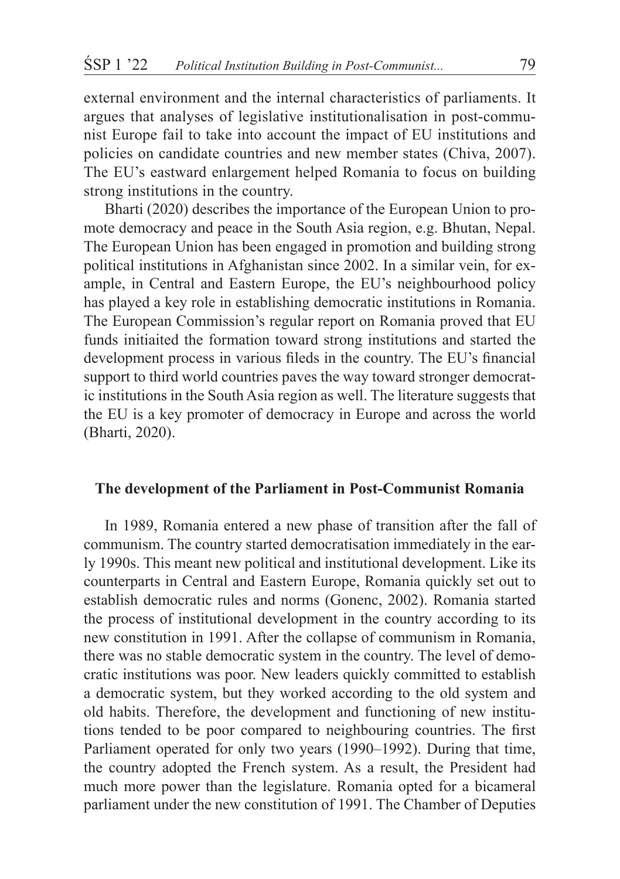external environment and the internal characteristics of parliaments. It argues that analyses of legislative institutionalisation in post-communist Europe fail to take into account the impact of EU institutions and policies on candidate countries and new member states (Chiva, 2007). The EU's eastward enlargement helped Romania to focus on building strong institutions in the country.

Bharti (2020) describes the importance of the European Union to promote democracy and peace in the South Asia region, e.g. Bhutan, Nepal. The European Union has been engaged in promotion and building strong political institutions in Afghanistan since 2002. In a similar vein, for example, in Central and Eastern Europe, the EU's neighbourhood policy has played a key role in establishing democratic institutions in Romania. The European Commission's regular report on Romania proved that EU funds initiaited the formation toward strong institutions and started the development process in various fileds in the country. The EU's financial support to third world countries paves the way toward stronger democratic institutions in the South Asia region as well. The literature suggests that the EU is a key promoter of democracy in Europe and across the world (Bharti, 2020).

## The development of the Parliament in Post-Communist Romania

In 1989, Romania entered a new phase of transition after the fall of communism. The country started democratisation immediately in the early 1990s. This meant new political and institutional development. Like its counterparts in Central and Eastern Europe, Romania quickly set out to establish democratic rules and norms (Gonenc, 2002). Romania started the process of institutional development in the country according to its new constitution in 1991. After the collapse of communism in Romania, there was no stable democratic system in the country. The level of democratic institutions was poor. New leaders quickly committed to establish a democratic system, but they worked according to the old system and old habits. Therefore, the development and functioning of new institutions tended to be poor compared to neighbouring countries. The first Parliament operated for only two years (1990–1992). During that time, the country adopted the French system. As a result, the President had much more power than the legislature. Romania opted for a bicameral parliament under the new constitution of 1991. The Chamber of Deputies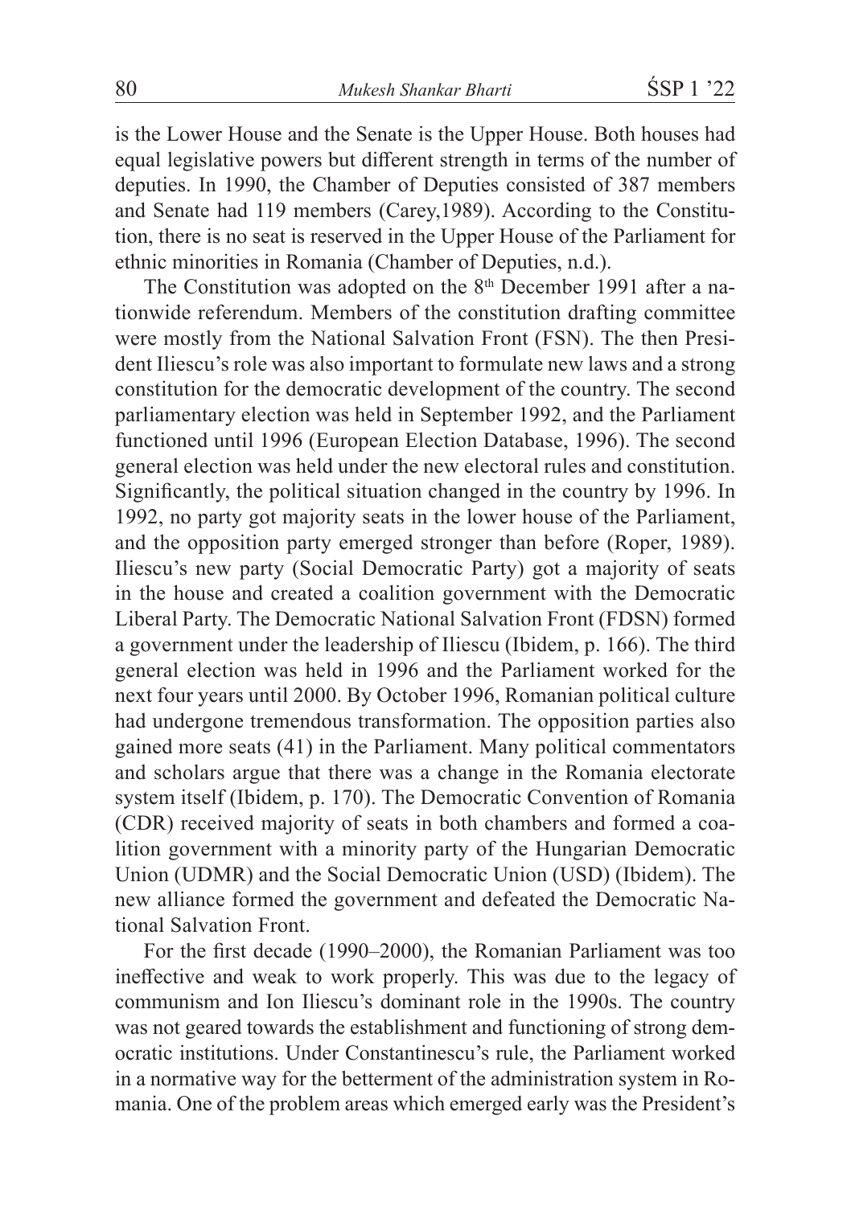is the Lower House and the Senate is the Upper House. Both houses had equal legislative powers but different strength in terms of the number of deputies. In 1990, the Chamber of Deputies consisted of 387 members and Senate had 119 members (Carey,1989). According to the Constitution, there is no seat is reserved in the Upper House of the Parliament for ethnic minorities in Romania (Chamber of Deputies, n.d.).

The Constitution was adopted on the 8th December 1991 after a nationwide referendum. Members of the constitution drafting committee were mostly from the National Salvation Front (FSN). The then President Iliescu's role was also important to formulate new laws and a strong constitution for the democratic development of the country. The second parliamentary election was held in September 1992, and the Parliament functioned until 1996 (European Election Database, 1996). The second general election was held under the new electoral rules and constitution. Significantly, the political situation changed in the country by 1996. In 1992, no party got majority seats in the lower house of the Parliament, and the opposition party emerged stronger than before (Roper, 1989). Iliescu's new party (Social Democratic Party) got a majority of seats in the house and created a coalition government with the Democratic Liberal Party. The Democratic National Salvation Front (FDSN) formed a government under the leadership of Iliescu (Ibidem, p. 166). The third general election was held in 1996 and the Parliament worked for the next four years until 2000. By October 1996, Romanian political culture had undergone tremendous transformation. The opposition parties also gained more seats (41) in the Parliament. Many political commentators and scholars argue that there was a change in the Romania electorate system itself (Ibidem, p. 170). The Democratic Convention of Romania (CDR) received majority of seats in both chambers and formed a coalition government with a minority party of the Hungarian Democratic Union (UDMR) and the Social Democratic Union (USD) (Ibidem). The new alliance formed the government and defeated the Democratic National Salvation Front.

For the first decade (1990–2000), the Romanian Parliament was too ineffective and weak to work properly. This was due to the legacy of communism and Ion Iliescu's dominant role in the 1990s. The country was not geared towards the establishment and functioning of strong democratic institutions. Under Constantinescu's rule, the Parliament worked in a normative way for the betterment of the administration system in Romania. One of the problem areas which emerged early was the President's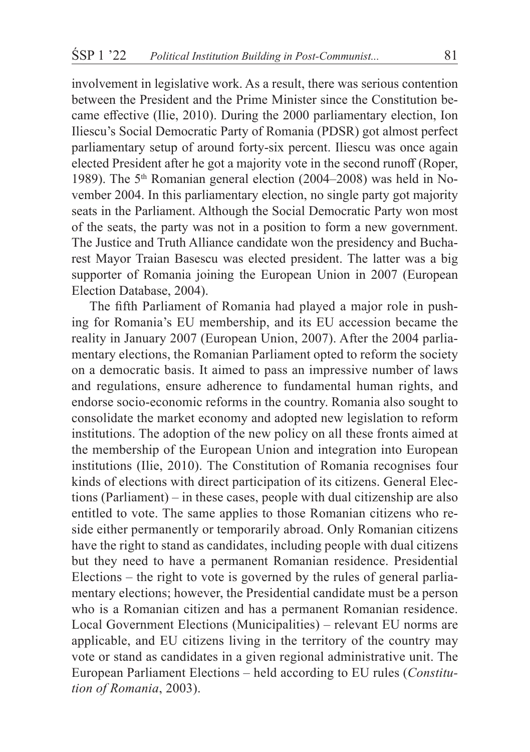involvement in legislative work. As a result, there was serious contention between the President and the Prime Minister since the Constitution became effective (Ilie, 2010). During the 2000 parliamentary election, Ion Iliescu's Social Democratic Party of Romania (PDSR) got almost perfect parliamentary setup of around forty-six percent. Iliescu was once again elected President after he got a majority vote in the second runoff (Roper, 1989). The 5th Romanian general election (2004–2008) was held in November 2004. In this parliamentary election, no single party got majority seats in the Parliament. Although the Social Democratic Party won most of the seats, the party was not in a position to form a new government. The Justice and Truth Alliance candidate won the presidency and Bucharest Mayor Traian Basescu was elected president. The latter was a big supporter of Romania joining the European Union in 2007 (European Election Database, 2004).

The fifth Parliament of Romania had played a major role in pushing for Romania's EU membership, and its EU accession became the reality in January 2007 (European Union, 2007). After the 2004 parliamentary elections, the Romanian Parliament opted to reform the society on a democratic basis. It aimed to pass an impressive number of laws and regulations, ensure adherence to fundamental human rights, and endorse socio-economic reforms in the country. Romania also sought to consolidate the market economy and adopted new legislation to reform institutions. The adoption of the new policy on all these fronts aimed at the membership of the European Union and integration into European institutions (Ilie, 2010). The Constitution of Romania recognises four kinds of elections with direct participation of its citizens. General Elections (Parliament) – in these cases, people with dual citizenship are also entitled to vote. The same applies to those Romanian citizens who reside either permanently or temporarily abroad. Only Romanian citizens have the right to stand as candidates, including people with dual citizens but they need to have a permanent Romanian residence. Presidential Elections – the right to vote is governed by the rules of general parliamentary elections; however, the Presidential candidate must be a person who is a Romanian citizen and has a permanent Romanian residence. Local Government Elections (Municipalities) – relevant EU norms are applicable, and EU citizens living in the territory of the country may vote or stand as candidates in a given regional administrative unit. The European Parliament Elections – held according to EU rules (*Constitution of Romania*, 2003).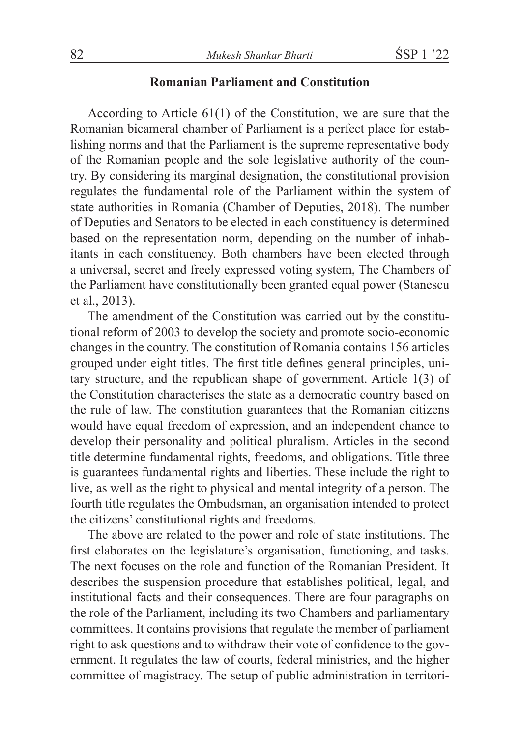## Romanian Parliament and Constitution

According to Article 61(1) of the Constitution, we are sure that the Romanian bicameral chamber of Parliament is a perfect place for establishing norms and that the Parliament is the supreme representative body of the Romanian people and the sole legislative authority of the country. By considering its marginal designation, the constitutional provision regulates the fundamental role of the Parliament within the system of state authorities in Romania (Chamber of Deputies, 2018). The number of Deputies and Senators to be elected in each constituency is determined based on the representation norm, depending on the number of inhabitants in each constituency. Both chambers have been elected through a universal, secret and freely expressed voting system, The Chambers of the Parliament have constitutionally been granted equal power (Stanescu et al., 2013).

The amendment of the Constitution was carried out by the constitutional reform of 2003 to develop the society and promote socio-economic changes in the country. The constitution of Romania contains 156 articles grouped under eight titles. The first title defines general principles, unitary structure, and the republican shape of government. Article 1(3) of the Constitution characterises the state as a democratic country based on the rule of law. The constitution guarantees that the Romanian citizens would have equal freedom of expression, and an independent chance to develop their personality and political pluralism. Articles in the second title determine fundamental rights, freedoms, and obligations. Title three is guarantees fundamental rights and liberties. These include the right to live, as well as the right to physical and mental integrity of a person. The fourth title regulates the Ombudsman, an organisation intended to protect the citizens' constitutional rights and freedoms.

The above are related to the power and role of state institutions. The first elaborates on the legislature's organisation, functioning, and tasks. The next focuses on the role and function of the Romanian President. It describes the suspension procedure that establishes political, legal, and institutional facts and their consequences. There are four paragraphs on the role of the Parliament, including its two Chambers and parliamentary committees. It contains provisions that regulate the member of parliament right to ask questions and to withdraw their vote of confidence to the government. It regulates the law of courts, federal ministries, and the higher committee of magistracy. The setup of public administration in territori-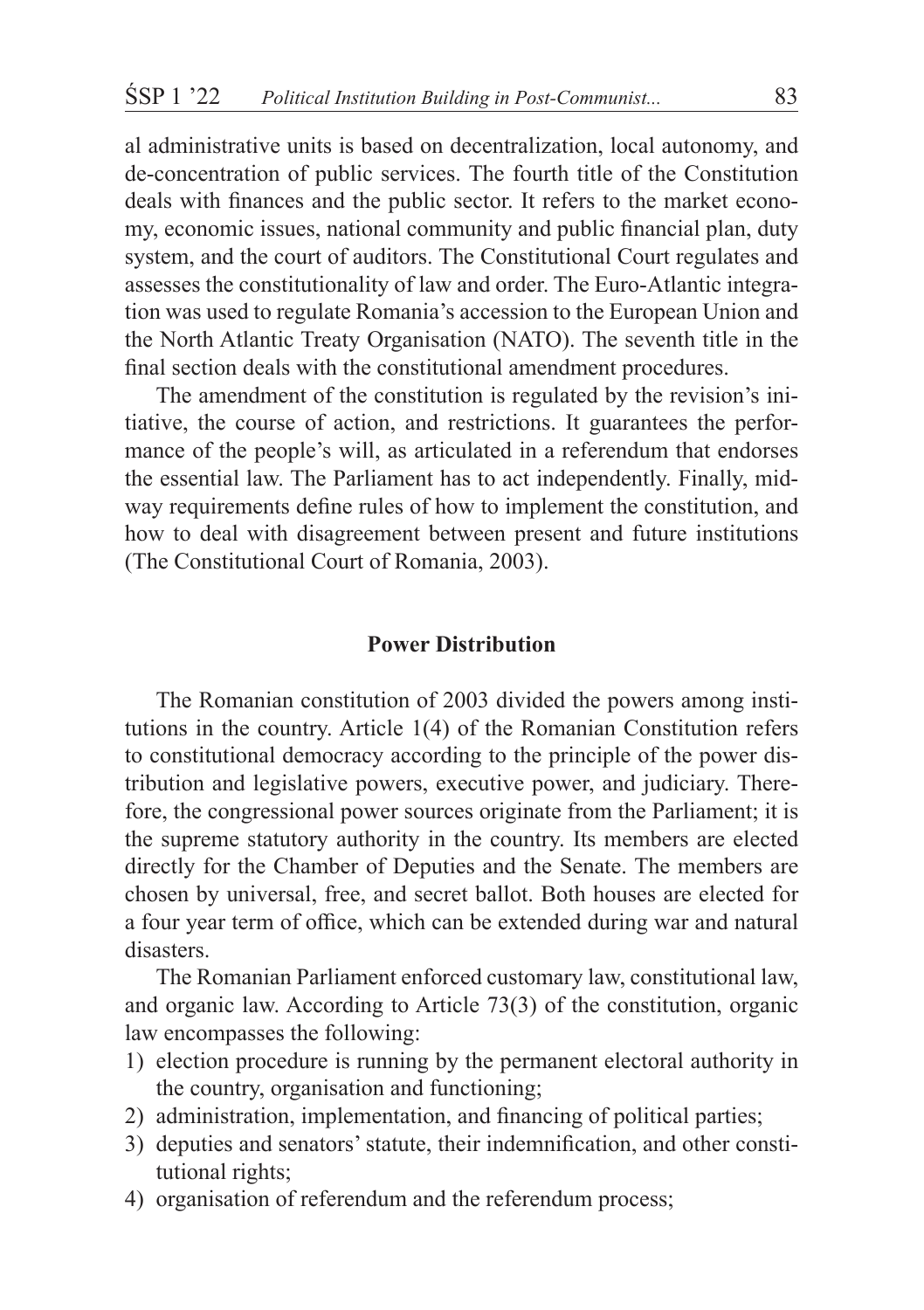al administrative units is based on decentralization, local autonomy, and de-concentration of public services. The fourth title of the Constitution deals with finances and the public sector. It refers to the market economy, economic issues, national community and public financial plan, duty system, and the court of auditors. The Constitutional Court regulates and assesses the constitutionality of law and order. The Euro-Atlantic integration was used to regulate Romania's accession to the European Union and the North Atlantic Treaty Organisation (NATO). The seventh title in the final section deals with the constitutional amendment procedures.

The amendment of the constitution is regulated by the revision's initiative, the course of action, and restrictions. It guarantees the performance of the people's will, as articulated in a referendum that endorses the essential law. The Parliament has to act independently. Finally, midway requirements define rules of how to implement the constitution, and how to deal with disagreement between present and future institutions (The Constitutional Court of Romania, 2003).

## Power Distribution

The Romanian constitution of 2003 divided the powers among institutions in the country. Article 1(4) of the Romanian Constitution refers to constitutional democracy according to the principle of the power distribution and legislative powers, executive power, and judiciary. Therefore, the congressional power sources originate from the Parliament; it is the supreme statutory authority in the country. Its members are elected directly for the Chamber of Deputies and the Senate. The members are chosen by universal, free, and secret ballot. Both houses are elected for a four year term of office, which can be extended during war and natural disasters.

The Romanian Parliament enforced customary law, constitutional law, and organic law. According to Article 73(3) of the constitution, organic law encompasses the following:

1) election procedure is running by the permanent electoral authority in the country, organisation and functioning;
2) administration, implementation, and financing of political parties;
3) deputies and senators' statute, their indemnification, and other constitutional rights;
4) organisation of referendum and the referendum process;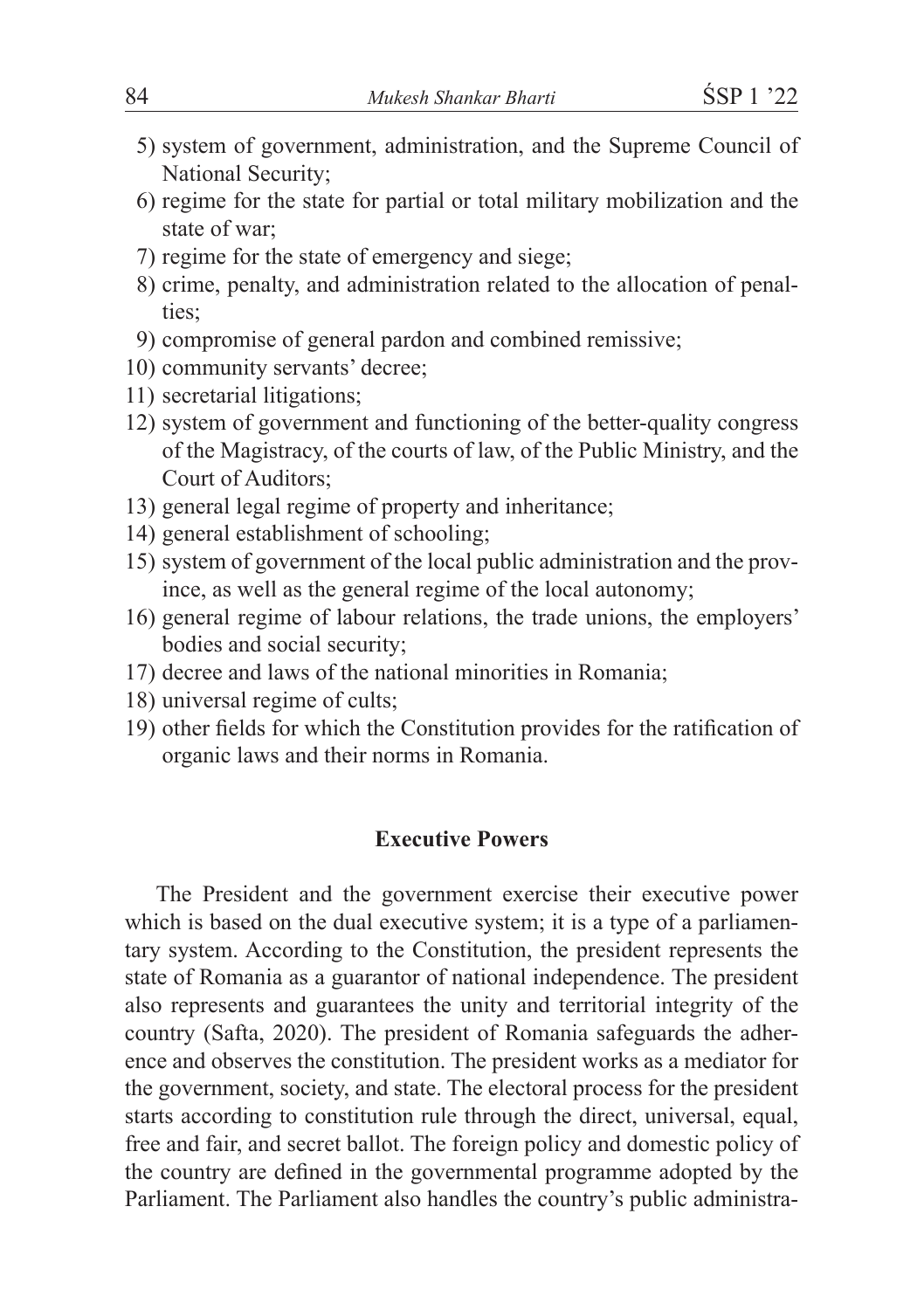5) system of government, administration, and the Supreme Council of National Security;
6) regime for the state for partial or total military mobilization and the state of war;
7) regime for the state of emergency and siege;
8) crime, penalty, and administration related to the allocation of penalties;
9) compromise of general pardon and combined remissive;
10) community servants' decree;
11) secretarial litigations;
12) system of government and functioning of the better-quality congress of the Magistracy, of the courts of law, of the Public Ministry, and the Court of Auditors;
13) general legal regime of property and inheritance;
14) general establishment of schooling;
15) system of government of the local public administration and the province, as well as the general regime of the local autonomy;
16) general regime of labour relations, the trade unions, the employers' bodies and social security;
17) decree and laws of the national minorities in Romania;
18) universal regime of cults;
19) other fields for which the Constitution provides for the ratification of organic laws and their norms in Romania.

## Executive Powers

The President and the government exercise their executive power which is based on the dual executive system; it is a type of a parliamentary system. According to the Constitution, the president represents the state of Romania as a guarantor of national independence. The president also represents and guarantees the unity and territorial integrity of the country (Safta, 2020). The president of Romania safeguards the adherence and observes the constitution. The president works as a mediator for the government, society, and state. The electoral process for the president starts according to constitution rule through the direct, universal, equal, free and fair, and secret ballot. The foreign policy and domestic policy of the country are defined in the governmental programme adopted by the Parliament. The Parliament also handles the country's public administra-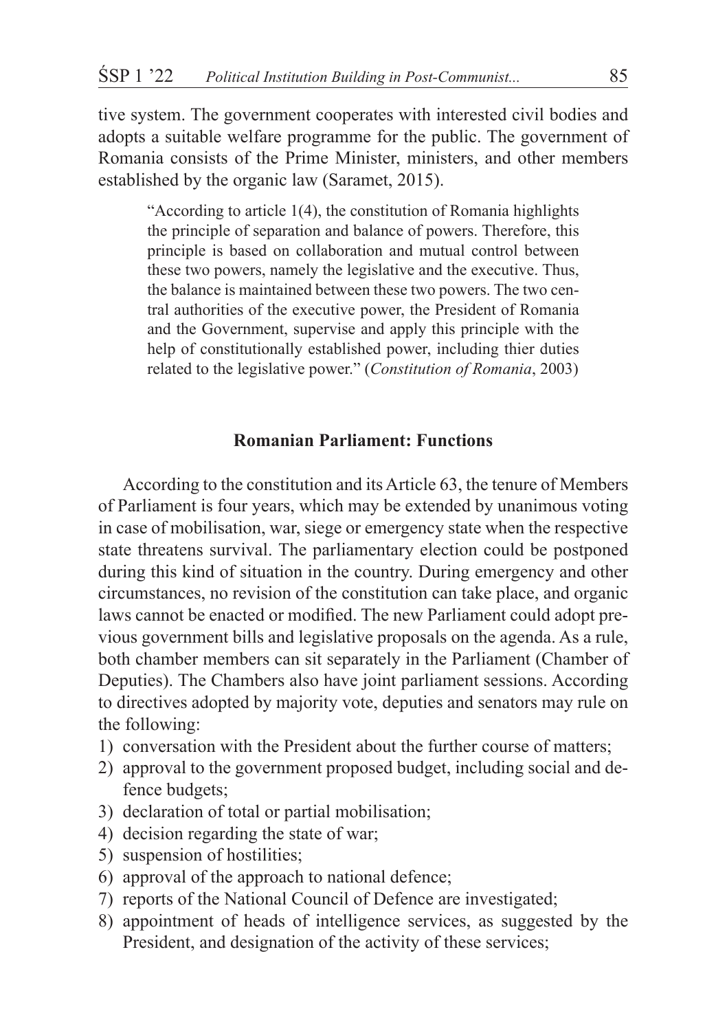tive system. The government cooperates with interested civil bodies and adopts a suitable welfare programme for the public. The government of Romania consists of the Prime Minister, ministers, and other members established by the organic law (Saramet, 2015).

> "According to article 1(4), the constitution of Romania highlights the principle of separation and balance of powers. Therefore, this principle is based on collaboration and mutual control between these two powers, namely the legislative and the executive. Thus, the balance is maintained between these two powers. The two central authorities of the executive power, the President of Romania and the Government, supervise and apply this principle with the help of constitutionally established power, including thier duties related to the legislative power." (*Constitution of Romania*, 2003)

## Romanian Parliament: Functions

According to the constitution and its Article 63, the tenure of Members of Parliament is four years, which may be extended by unanimous voting in case of mobilisation, war, siege or emergency state when the respective state threatens survival. The parliamentary election could be postponed during this kind of situation in the country. During emergency and other circumstances, no revision of the constitution can take place, and organic laws cannot be enacted or modified. The new Parliament could adopt previous government bills and legislative proposals on the agenda. As a rule, both chamber members can sit separately in the Parliament (Chamber of Deputies). The Chambers also have joint parliament sessions. According to directives adopted by majority vote, deputies and senators may rule on the following:

1) conversation with the President about the further course of matters;
2) approval to the government proposed budget, including social and defence budgets;
3) declaration of total or partial mobilisation;
4) decision regarding the state of war;
5) suspension of hostilities;
6) approval of the approach to national defence;
7) reports of the National Council of Defence are investigated;
8) appointment of heads of intelligence services, as suggested by the President, and designation of the activity of these services;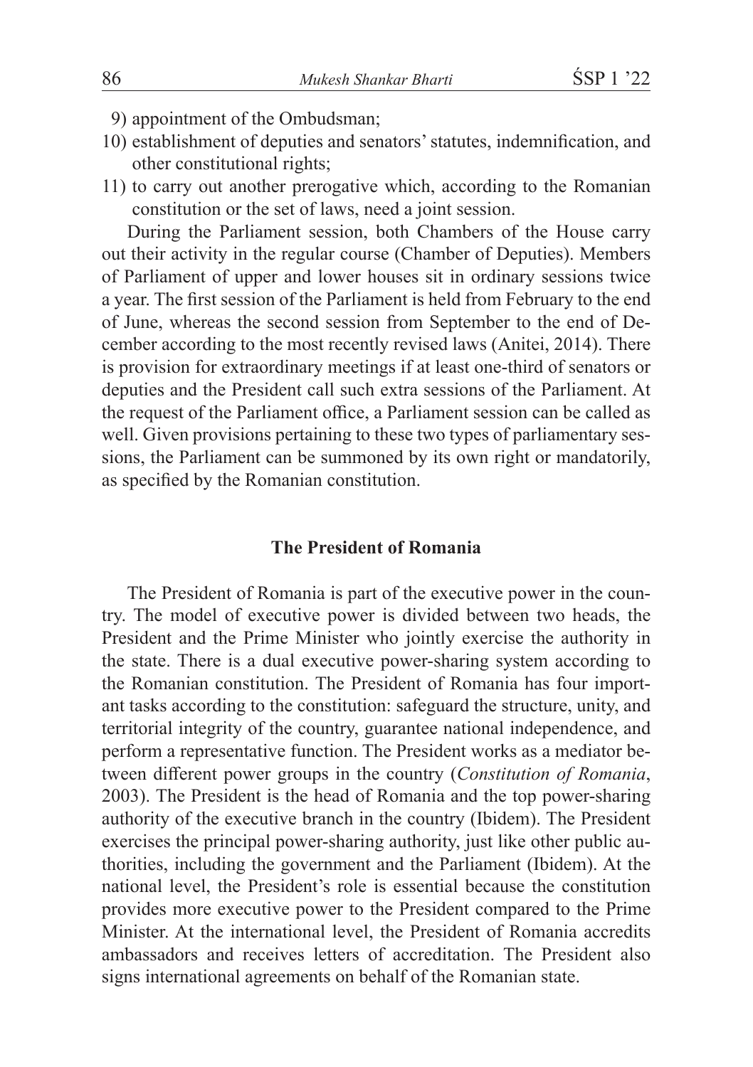9) appointment of the Ombudsman;
10) establishment of deputies and senators' statutes, indemnification, and other constitutional rights;
11) to carry out another prerogative which, according to the Romanian constitution or the set of laws, need a joint session.

During the Parliament session, both Chambers of the House carry out their activity in the regular course (Chamber of Deputies). Members of Parliament of upper and lower houses sit in ordinary sessions twice a year. The first session of the Parliament is held from February to the end of June, whereas the second session from September to the end of December according to the most recently revised laws (Anitei, 2014). There is provision for extraordinary meetings if at least one-third of senators or deputies and the President call such extra sessions of the Parliament. At the request of the Parliament office, a Parliament session can be called as well. Given provisions pertaining to these two types of parliamentary sessions, the Parliament can be summoned by its own right or mandatorily, as specified by the Romanian constitution.

## The President of Romania

The President of Romania is part of the executive power in the country. The model of executive power is divided between two heads, the President and the Prime Minister who jointly exercise the authority in the state. There is a dual executive power-sharing system according to the Romanian constitution. The President of Romania has four important tasks according to the constitution: safeguard the structure, unity, and territorial integrity of the country, guarantee national independence, and perform a representative function. The President works as a mediator between different power groups in the country (*Constitution of Romania*, 2003). The President is the head of Romania and the top power-sharing authority of the executive branch in the country (Ibidem). The President exercises the principal power-sharing authority, just like other public authorities, including the government and the Parliament (Ibidem). At the national level, the President's role is essential because the constitution provides more executive power to the President compared to the Prime Minister. At the international level, the President of Romania accredits ambassadors and receives letters of accreditation. The President also signs international agreements on behalf of the Romanian state.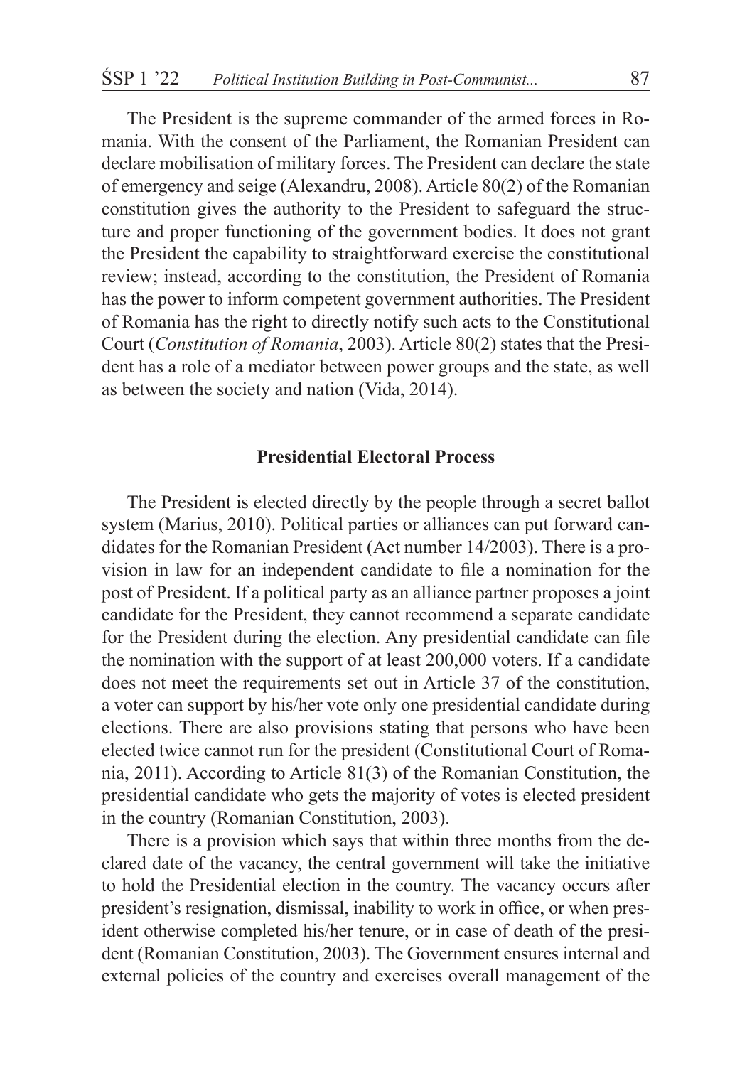The President is the supreme commander of the armed forces in Romania. With the consent of the Parliament, the Romanian President can declare mobilisation of military forces. The President can declare the state of emergency and seige (Alexandru, 2008). Article 80(2) of the Romanian constitution gives the authority to the President to safeguard the structure and proper functioning of the government bodies. It does not grant the President the capability to straightforward exercise the constitutional review; instead, according to the constitution, the President of Romania has the power to inform competent government authorities. The President of Romania has the right to directly notify such acts to the Constitutional Court (*Constitution of Romania*, 2003). Article 80(2) states that the President has a role of a mediator between power groups and the state, as well as between the society and nation (Vida, 2014).

## Presidential Electoral Process

The President is elected directly by the people through a secret ballot system (Marius, 2010). Political parties or alliances can put forward candidates for the Romanian President (Act number 14/2003). There is a provision in law for an independent candidate to file a nomination for the post of President. If a political party as an alliance partner proposes a joint candidate for the President, they cannot recommend a separate candidate for the President during the election. Any presidential candidate can file the nomination with the support of at least 200,000 voters. If a candidate does not meet the requirements set out in Article 37 of the constitution, a voter can support by his/her vote only one presidential candidate during elections. There are also provisions stating that persons who have been elected twice cannot run for the president (Constitutional Court of Romania, 2011). According to Article 81(3) of the Romanian Constitution, the presidential candidate who gets the majority of votes is elected president in the country (Romanian Constitution, 2003).

There is a provision which says that within three months from the declared date of the vacancy, the central government will take the initiative to hold the Presidential election in the country. The vacancy occurs after president's resignation, dismissal, inability to work in office, or when president otherwise completed his/her tenure, or in case of death of the president (Romanian Constitution, 2003). The Government ensures internal and external policies of the country and exercises overall management of the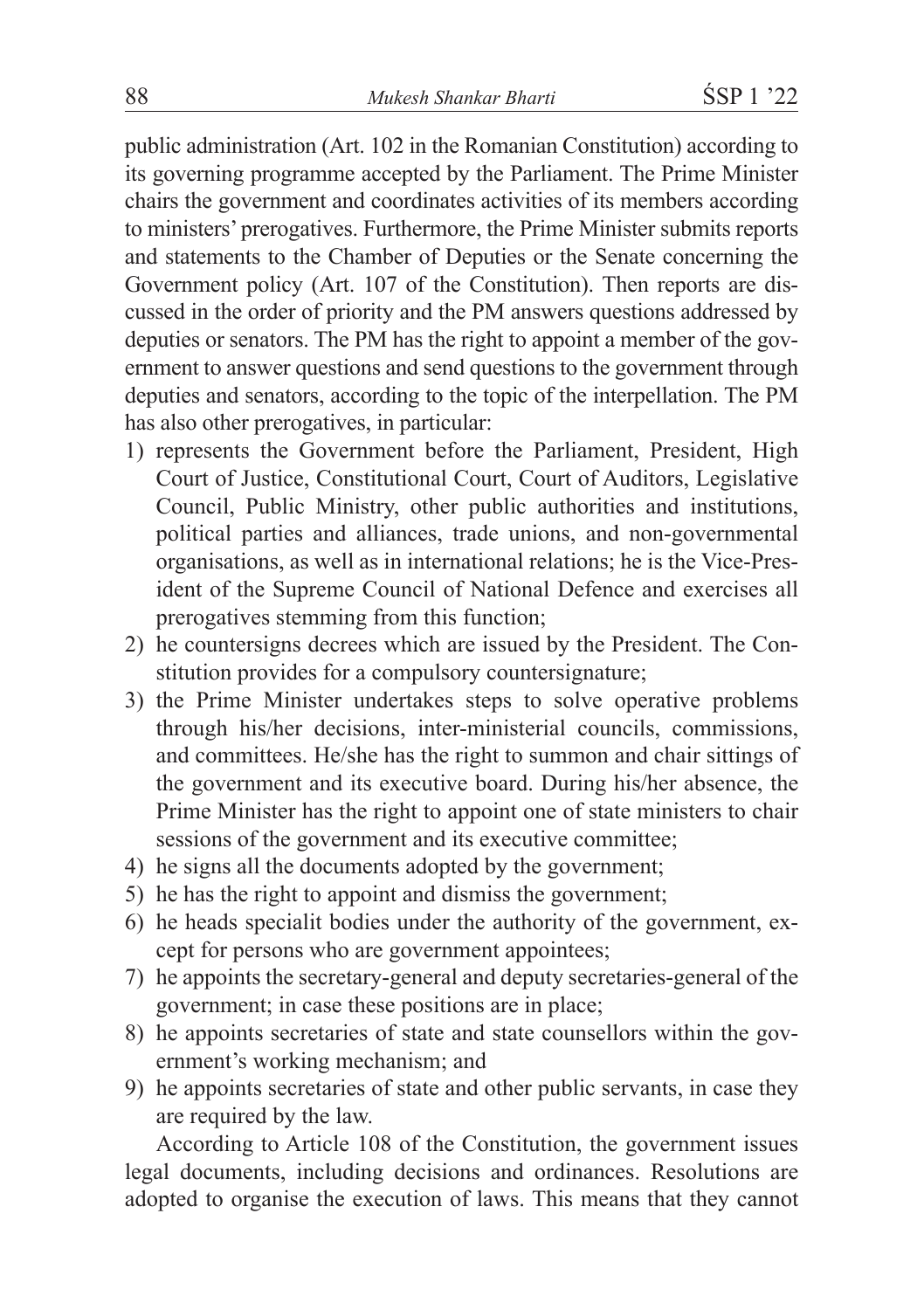public administration (Art. 102 in the Romanian Constitution) according to its governing programme accepted by the Parliament. The Prime Minister chairs the government and coordinates activities of its members according to ministers' prerogatives. Furthermore, the Prime Minister submits reports and statements to the Chamber of Deputies or the Senate concerning the Government policy (Art. 107 of the Constitution). Then reports are discussed in the order of priority and the PM answers questions addressed by deputies or senators. The PM has the right to appoint a member of the government to answer questions and send questions to the government through deputies and senators, according to the topic of the interpellation. The PM has also other prerogatives, in particular:

1) represents the Government before the Parliament, President, High Court of Justice, Constitutional Court, Court of Auditors, Legislative Council, Public Ministry, other public authorities and institutions, political parties and alliances, trade unions, and non-governmental organisations, as well as in international relations; he is the Vice-President of the Supreme Council of National Defence and exercises all prerogatives stemming from this function;
2) he countersigns decrees which are issued by the President. The Constitution provides for a compulsory countersignature;
3) the Prime Minister undertakes steps to solve operative problems through his/her decisions, inter-ministerial councils, commissions, and committees. He/she has the right to summon and chair sittings of the government and its executive board. During his/her absence, the Prime Minister has the right to appoint one of state ministers to chair sessions of the government and its executive committee;
4) he signs all the documents adopted by the government;
5) he has the right to appoint and dismiss the government;
6) he heads specialit bodies under the authority of the government, except for persons who are government appointees;
7) he appoints the secretary-general and deputy secretaries-general of the government; in case these positions are in place;
8) he appoints secretaries of state and state counsellors within the government's working mechanism; and
9) he appoints secretaries of state and other public servants, in case they are required by the law.

According to Article 108 of the Constitution, the government issues legal documents, including decisions and ordinances. Resolutions are adopted to organise the execution of laws. This means that they cannot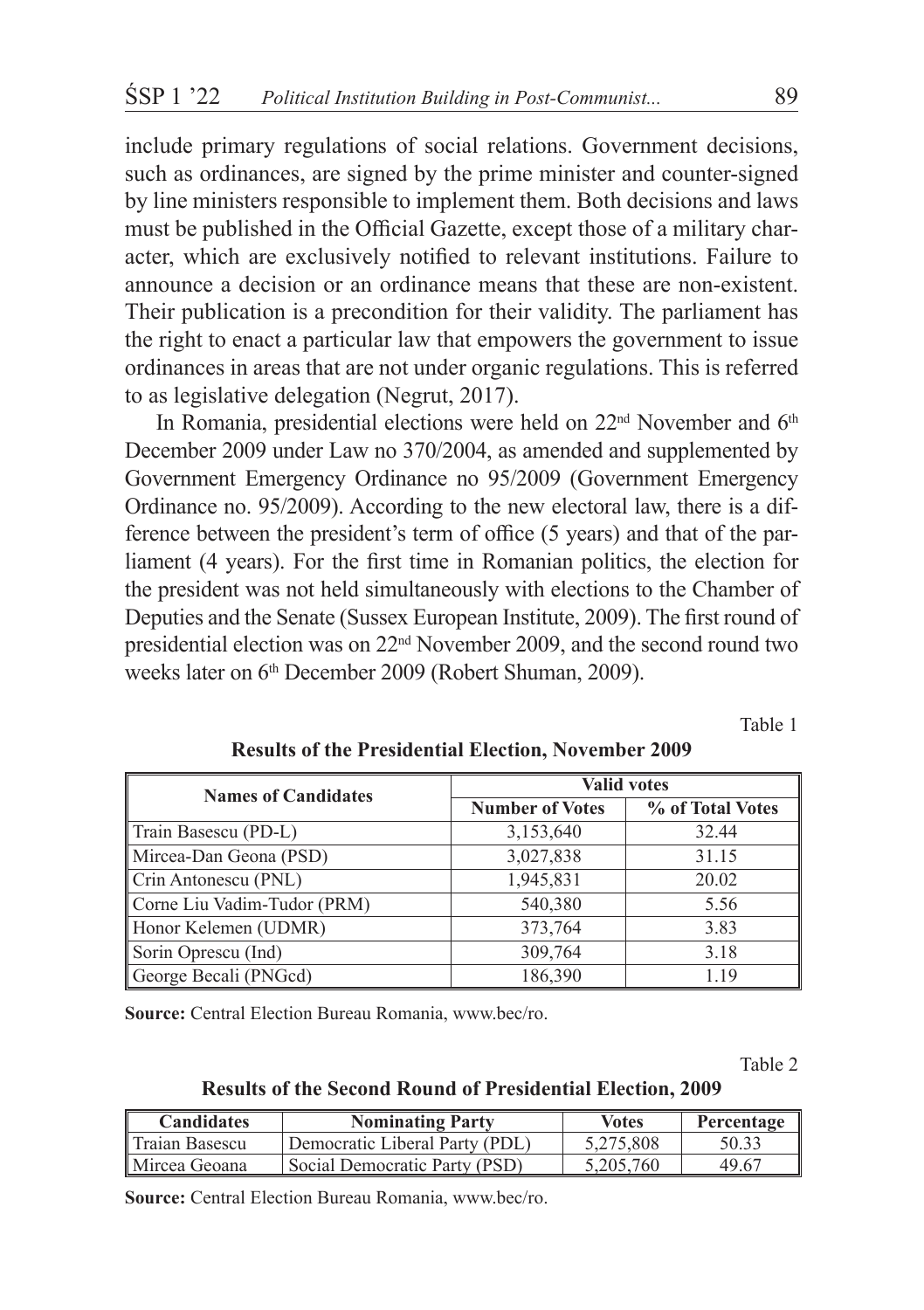include primary regulations of social relations. Government decisions, such as ordinances, are signed by the prime minister and counter-signed by line ministers responsible to implement them. Both decisions and laws must be published in the Official Gazette, except those of a military character, which are exclusively notified to relevant institutions. Failure to announce a decision or an ordinance means that these are non-existent. Their publication is a precondition for their validity. The parliament has the right to enact a particular law that empowers the government to issue ordinances in areas that are not under organic regulations. This is referred to as legislative delegation (Negrut, 2017).

In Romania, presidential elections were held on 22nd November and 6th December 2009 under Law no 370/2004, as amended and supplemented by Government Emergency Ordinance no 95/2009 (Government Emergency Ordinance no. 95/2009). According to the new electoral law, there is a difference between the president's term of office (5 years) and that of the parliament (4 years). For the first time in Romanian politics, the election for the president was not held simultaneously with elections to the Chamber of Deputies and the Senate (Sussex European Institute, 2009). The first round of presidential election was on 22nd November 2009, and the second round two weeks later on 6th December 2009 (Robert Shuman, 2009).

Table 1

**Results of the Presidential Election, November 2009**

| Names of Candidates | Valid votes | |
|---|---|---|
| | Number of Votes | % of Total Votes |
| Train Basescu (PD-L) | 3,153,640 | 32.44 |
| Mircea-Dan Geona (PSD) | 3,027,838 | 31.15 |
| Crin Antonescu (PNL) | 1,945,831 | 20.02 |
| Corne Liu Vadim-Tudor (PRM) | 540,380 | 5.56 |
| Honor Kelemen (UDMR) | 373,764 | 3.83 |
| Sorin Oprescu (Ind) | 309,764 | 3.18 |
| George Becali (PNGcd) | 186,390 | 1.19 |

**Source:** Central Election Bureau Romania, www.bec/ro.

Table 2

**Results of the Second Round of Presidential Election, 2009**

| Candidates | Nominating Party | Votes | Percentage |
|---|---|---|---|
| Traian Basescu | Democratic Liberal Party (PDL) | 5,275,808 | 50.33 |
| Mircea Geoana | Social Democratic Party (PSD) | 5,205,760 | 49.67 |

**Source:** Central Election Bureau Romania, www.bec/ro.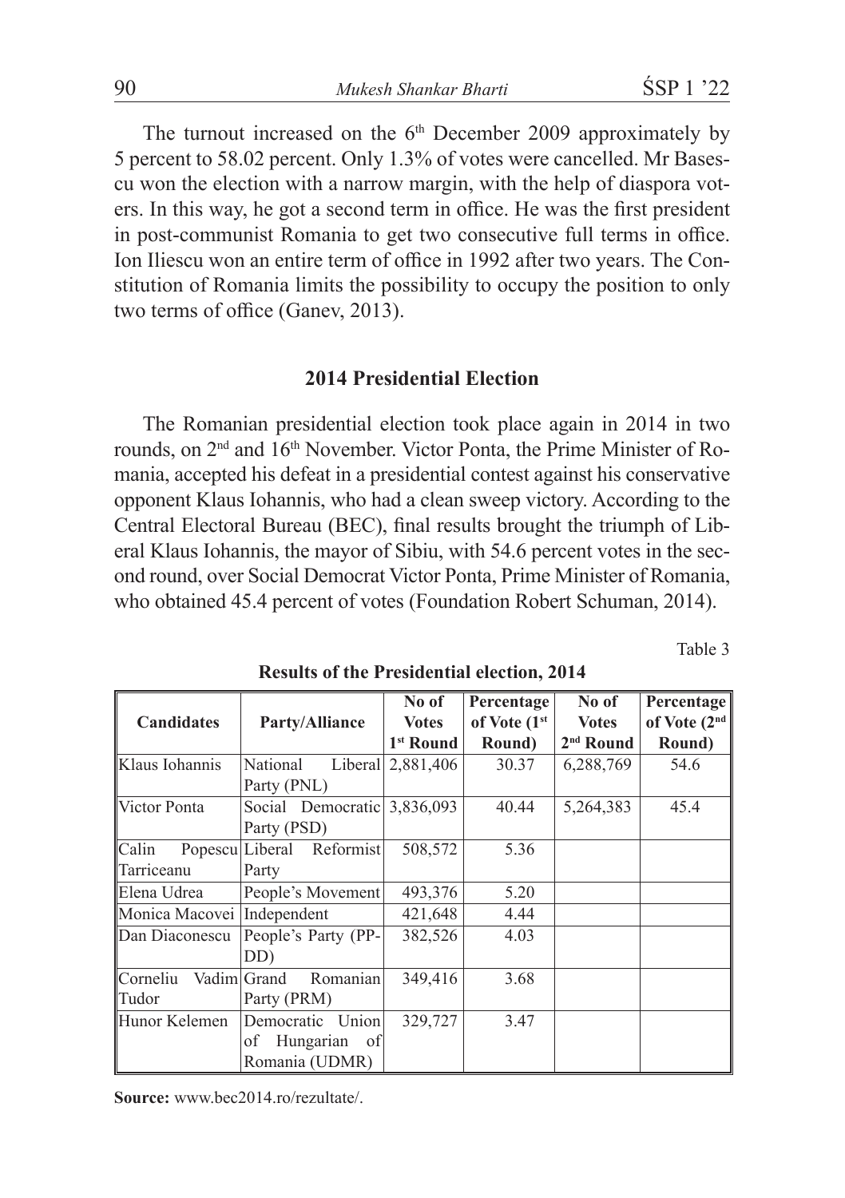The turnout increased on the 6th December 2009 approximately by 5 percent to 58.02 percent. Only 1.3% of votes were cancelled. Mr Basescu won the election with a narrow margin, with the help of diaspora voters. In this way, he got a second term in office. He was the first president in post-communist Romania to get two consecutive full terms in office. Ion Iliescu won an entire term of office in 1992 after two years. The Constitution of Romania limits the possibility to occupy the position to only two terms of office (Ganev, 2013).

## 2014 Presidential Election

The Romanian presidential election took place again in 2014 in two rounds, on 2nd and 16th November. Victor Ponta, the Prime Minister of Romania, accepted his defeat in a presidential contest against his conservative opponent Klaus Iohannis, who had a clean sweep victory. According to the Central Electoral Bureau (BEC), final results brought the triumph of Liberal Klaus Iohannis, the mayor of Sibiu, with 54.6 percent votes in the second round, over Social Democrat Victor Ponta, Prime Minister of Romania, who obtained 45.4 percent of votes (Foundation Robert Schuman, 2014).

Table 3

**Results of the Presidential election, 2014**

| Candidates | Party/Alliance | No of Votes 1st Round | Percentage of Vote (1st Round) | No of Votes 2nd Round | Percentage of Vote (2nd Round) |
|---|---|---|---|---|---|
| Klaus Iohannis | National Liberal Party (PNL) | 2,881,406 | 30.37 | 6,288,769 | 54.6 |
| Victor Ponta | Social Democratic Party (PSD) | 3,836,093 | 40.44 | 5,264,383 | 45.4 |
| Calin Popescu Tarriceanu | Liberal Reformist Party | 508,572 | 5.36 | | |
| Elena Udrea | People's Movement | 493,376 | 5.20 | | |
| Monica Macovei | Independent | 421,648 | 4.44 | | |
| Dan Diaconescu | People's Party (PP-DD) | 382,526 | 4.03 | | |
| Corneliu Vadim Tudor | Grand Romanian Party (PRM) | 349,416 | 3.68 | | |
| Hunor Kelemen | Democratic Union of Hungarian of Romania (UDMR) | 329,727 | 3.47 | | |

**Source:** www.bec2014.ro/rezultate/.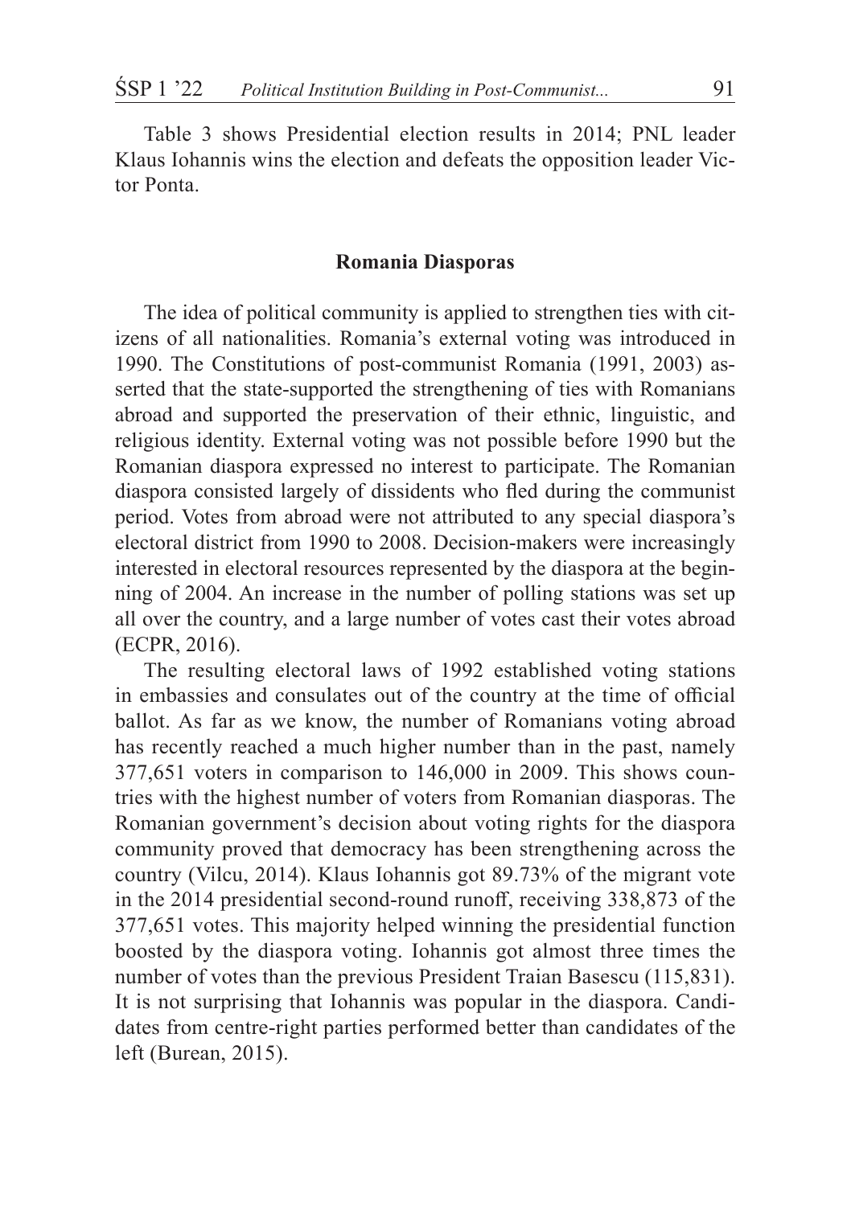Table 3 shows Presidential election results in 2014; PNL leader Klaus Iohannis wins the election and defeats the opposition leader Victor Ponta.

## Romania Diasporas

The idea of political community is applied to strengthen ties with citizens of all nationalities. Romania's external voting was introduced in 1990. The Constitutions of post-communist Romania (1991, 2003) asserted that the state-supported the strengthening of ties with Romanians abroad and supported the preservation of their ethnic, linguistic, and religious identity. External voting was not possible before 1990 but the Romanian diaspora expressed no interest to participate. The Romanian diaspora consisted largely of dissidents who fled during the communist period. Votes from abroad were not attributed to any special diaspora's electoral district from 1990 to 2008. Decision-makers were increasingly interested in electoral resources represented by the diaspora at the beginning of 2004. An increase in the number of polling stations was set up all over the country, and a large number of votes cast their votes abroad (ECPR, 2016).

The resulting electoral laws of 1992 established voting stations in embassies and consulates out of the country at the time of official ballot. As far as we know, the number of Romanians voting abroad has recently reached a much higher number than in the past, namely 377,651 voters in comparison to 146,000 in 2009. This shows countries with the highest number of voters from Romanian diasporas. The Romanian government's decision about voting rights for the diaspora community proved that democracy has been strengthening across the country (Vilcu, 2014). Klaus Iohannis got 89.73% of the migrant vote in the 2014 presidential second-round runoff, receiving 338,873 of the 377,651 votes. This majority helped winning the presidential function boosted by the diaspora voting. Iohannis got almost three times the number of votes than the previous President Traian Basescu (115,831). It is not surprising that Iohannis was popular in the diaspora. Candidates from centre-right parties performed better than candidates of the left (Burean, 2015).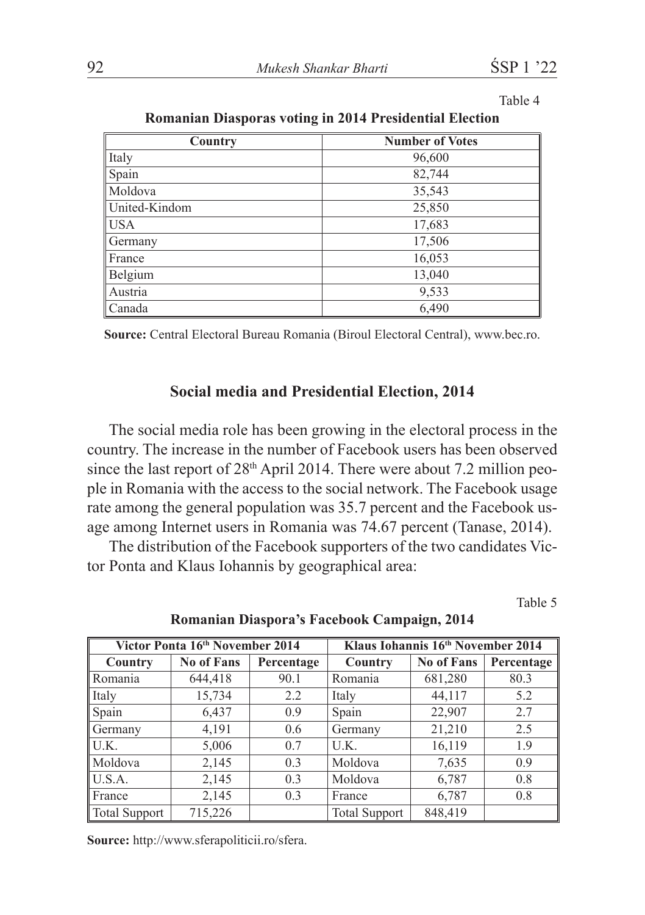Table 4

**Romanian Diasporas voting in 2014 Presidential Election**

| Country | Number of Votes |
|---|---|
| Italy | 96,600 |
| Spain | 82,744 |
| Moldova | 35,543 |
| United-Kindom | 25,850 |
| USA | 17,683 |
| Germany | 17,506 |
| France | 16,053 |
| Belgium | 13,040 |
| Austria | 9,533 |
| Canada | 6,490 |

**Source:** Central Electoral Bureau Romania (Biroul Electoral Central), www.bec.ro.

## Social media and Presidential Election, 2014

The social media role has been growing in the electoral process in the country. The increase in the number of Facebook users has been observed since the last report of 28th April 2014. There were about 7.2 million people in Romania with the access to the social network. The Facebook usage rate among the general population was 35.7 percent and the Facebook usage among Internet users in Romania was 74.67 percent (Tanase, 2014).

The distribution of the Facebook supporters of the two candidates Victor Ponta and Klaus Iohannis by geographical area:

Table 5

**Romanian Diaspora's Facebook Campaign, 2014**

| Victor Ponta 16th November 2014 | | | Klaus Iohannis 16th November 2014 | | |
|---|---|---|---|---|---|
| Country | No of Fans | Percentage | Country | No of Fans | Percentage |
| Romania | 644,418 | 90.1 | Romania | 681,280 | 80.3 |
| Italy | 15,734 | 2.2 | Italy | 44,117 | 5.2 |
| Spain | 6,437 | 0.9 | Spain | 22,907 | 2.7 |
| Germany | 4,191 | 0.6 | Germany | 21,210 | 2.5 |
| U.K. | 5,006 | 0.7 | U.K. | 16,119 | 1.9 |
| Moldova | 2,145 | 0.3 | Moldova | 7,635 | 0.9 |
| U.S.A. | 2,145 | 0.3 | Moldova | 6,787 | 0.8 |
| France | 2,145 | 0.3 | France | 6,787 | 0.8 |
| Total Support | 715,226 | | Total Support | 848,419 | |

**Source:** http://www.sferapoliticii.ro/sfera.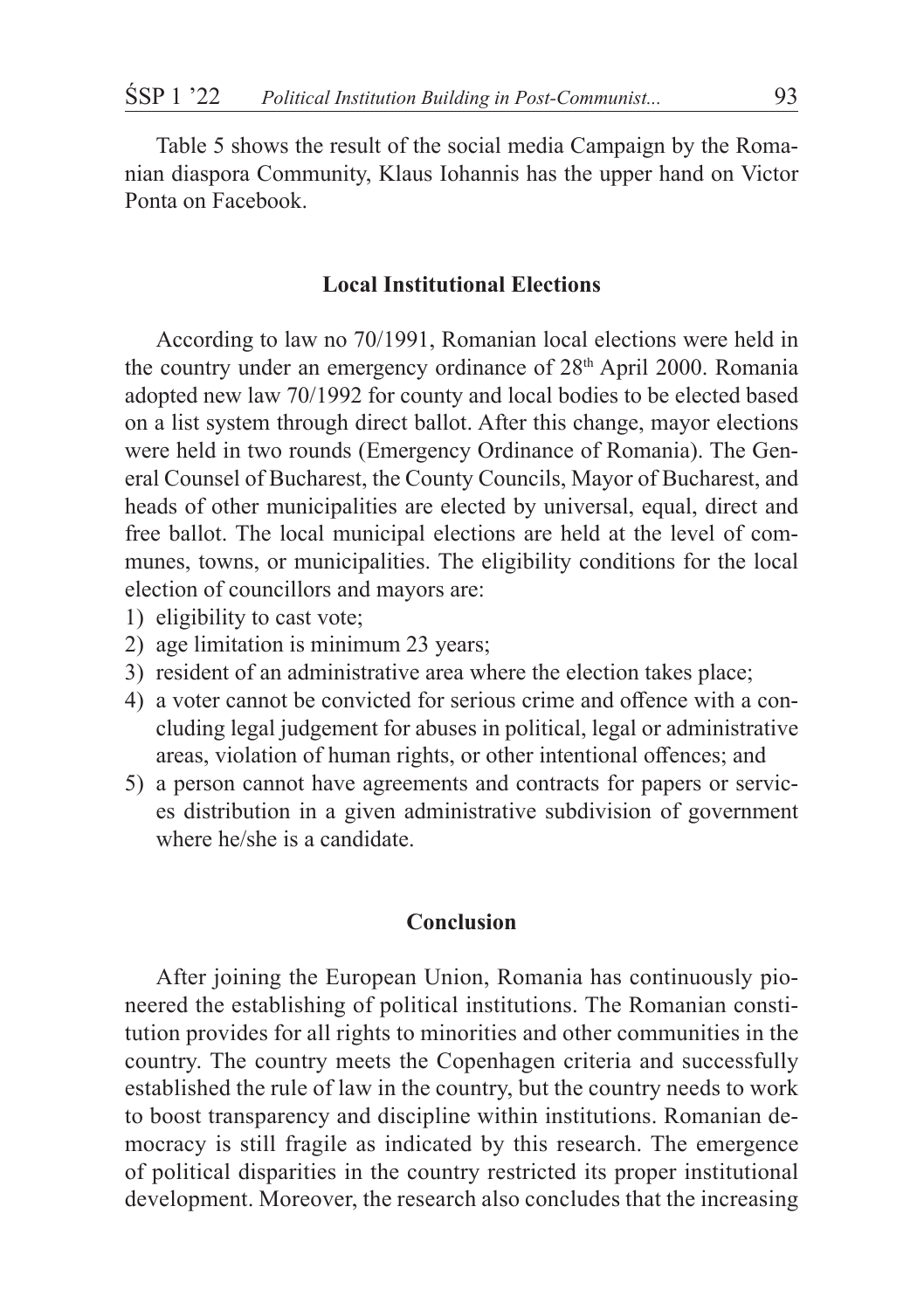Table 5 shows the result of the social media Campaign by the Romanian diaspora Community, Klaus Iohannis has the upper hand on Victor Ponta on Facebook.

## Local Institutional Elections

According to law no 70/1991, Romanian local elections were held in the country under an emergency ordinance of 28th April 2000. Romania adopted new law 70/1992 for county and local bodies to be elected based on a list system through direct ballot. After this change, mayor elections were held in two rounds (Emergency Ordinance of Romania). The General Counsel of Bucharest, the County Councils, Mayor of Bucharest, and heads of other municipalities are elected by universal, equal, direct and free ballot. The local municipal elections are held at the level of communes, towns, or municipalities. The eligibility conditions for the local election of councillors and mayors are:

1) eligibility to cast vote;
2) age limitation is minimum 23 years;
3) resident of an administrative area where the election takes place;
4) a voter cannot be convicted for serious crime and offence with a concluding legal judgement for abuses in political, legal or administrative areas, violation of human rights, or other intentional offences; and
5) a person cannot have agreements and contracts for papers or services distribution in a given administrative subdivision of government where he/she is a candidate.

## Conclusion

After joining the European Union, Romania has continuously pioneered the establishing of political institutions. The Romanian constitution provides for all rights to minorities and other communities in the country. The country meets the Copenhagen criteria and successfully established the rule of law in the country, but the country needs to work to boost transparency and discipline within institutions. Romanian democracy is still fragile as indicated by this research. The emergence of political disparities in the country restricted its proper institutional development. Moreover, the research also concludes that the increasing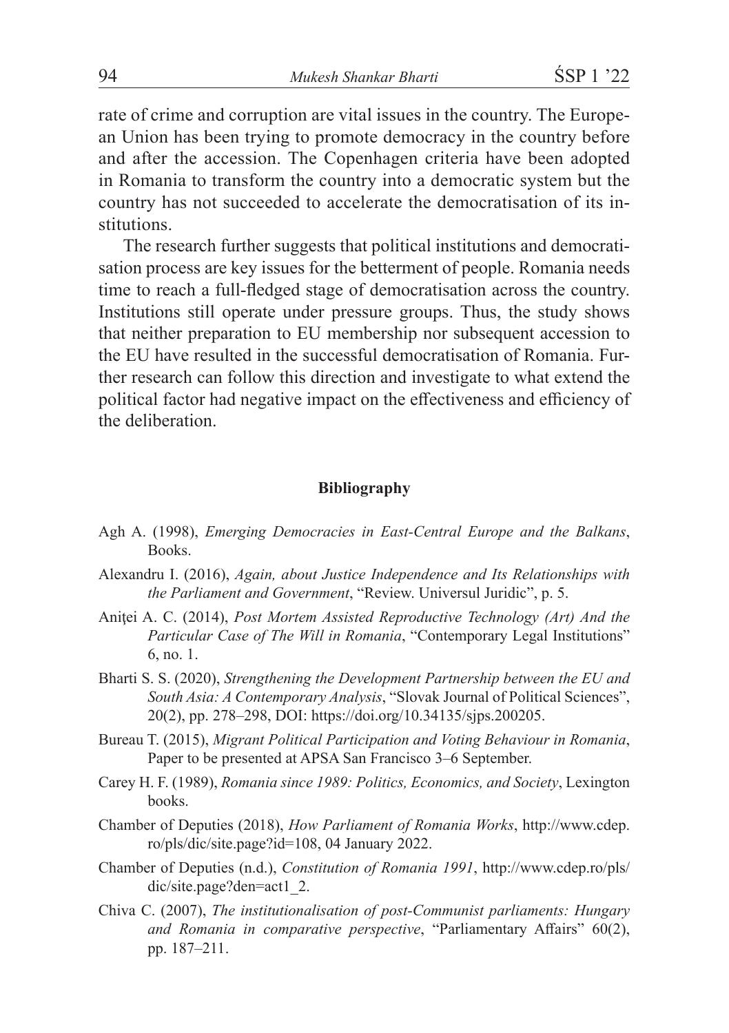rate of crime and corruption are vital issues in the country. The European Union has been trying to promote democracy in the country before and after the accession. The Copenhagen criteria have been adopted in Romania to transform the country into a democratic system but the country has not succeeded to accelerate the democratisation of its institutions.

The research further suggests that political institutions and democratisation process are key issues for the betterment of people. Romania needs time to reach a full-fledged stage of democratisation across the country. Institutions still operate under pressure groups. Thus, the study shows that neither preparation to EU membership nor subsequent accession to the EU have resulted in the successful democratisation of Romania. Further research can follow this direction and investigate to what extend the political factor had negative impact on the effectiveness and efficiency of the deliberation.

## Bibliography

Agh A. (1998), *Emerging Democracies in East-Central Europe and the Balkans*, Books.

Alexandru I. (2016), *Again, about Justice Independence and Its Relationships with the Parliament and Government*, "Review. Universul Juridic", p. 5.

Aniţei A. C. (2014), *Post Mortem Assisted Reproductive Technology (Art) And the Particular Case of The Will in Romania*, "Contemporary Legal Institutions" 6, no. 1.

Bharti S. S. (2020), *Strengthening the Development Partnership between the EU and South Asia: A Contemporary Analysis*, "Slovak Journal of Political Sciences", 20(2), pp. 278–298, DOI: https://doi.org/10.34135/sjps.200205.

Bureau T. (2015), *Migrant Political Participation and Voting Behaviour in Romania*, Paper to be presented at APSA San Francisco 3–6 September.

Carey H. F. (1989), *Romania since 1989: Politics, Economics, and Society*, Lexington books.

Chamber of Deputies (2018), *How Parliament of Romania Works*, http://www.cdep.ro/pls/dic/site.page?id=108, 04 January 2022.

Chamber of Deputies (n.d.), *Constitution of Romania 1991*, http://www.cdep.ro/pls/dic/site.page?den=act1_2.

Chiva C. (2007), *The institutionalisation of post-Communist parliaments: Hungary and Romania in comparative perspective*, "Parliamentary Affairs" 60(2), pp. 187–211.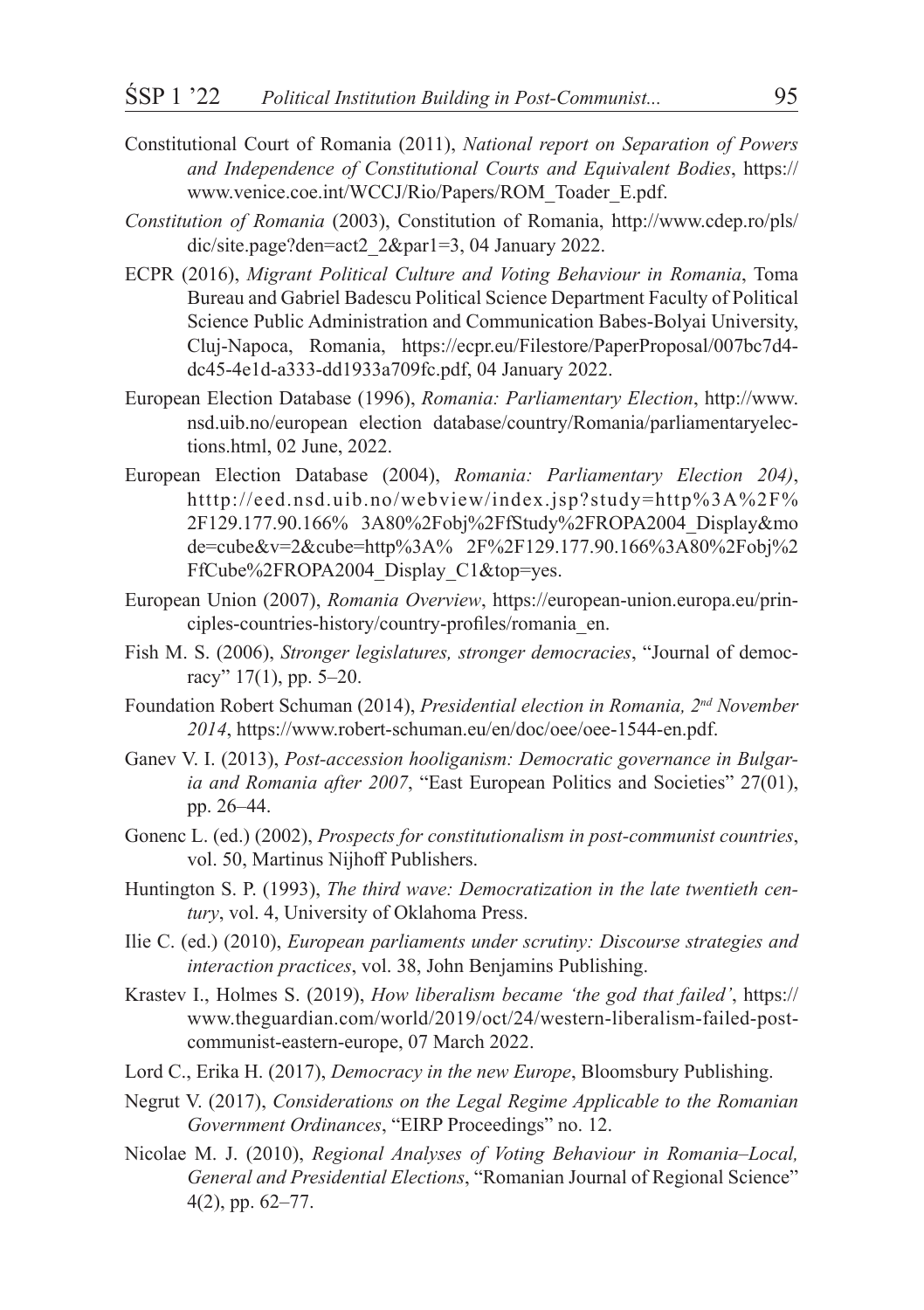Constitutional Court of Romania (2011), *National report on Separation of Powers and Independence of Constitutional Courts and Equivalent Bodies*, https://www.venice.coe.int/WCCJ/Rio/Papers/ROM_Toader_E.pdf.

*Constitution of Romania* (2003), Constitution of Romania, http://www.cdep.ro/pls/dic/site.page?den=act2_2&par1=3, 04 January 2022.

ECPR (2016), *Migrant Political Culture and Voting Behaviour in Romania*, Toma Bureau and Gabriel Badescu Political Science Department Faculty of Political Science Public Administration and Communication Babes-Bolyai University, Cluj-Napoca, Romania, https://ecpr.eu/Filestore/PaperProposal/007bc7d4-dc45-4e1d-a333-dd1933a709fc.pdf, 04 January 2022.

European Election Database (1996), *Romania: Parliamentary Election*, http://www.nsd.uib.no/european election database/country/Romania/parliamentaryelections.html, 02 June, 2022.

European Election Database (2004), *Romania: Parliamentary Election 204)*, htttp://eed.nsd.uib.no/webview/index.jsp?study=http%3A%2F%2F129.177.90.166% 3A80%2Fobj%2FfStudy%2FROPA2004_Display&mode=cube&v=2&cube=http%3A% 2F%2F129.177.90.166%3A80%2Fobj%2FfCube%2FROPA2004_Display_C1&top=yes.

European Union (2007), *Romania Overview*, https://european-union.europa.eu/principles-countries-history/country-profiles/romania_en.

Fish M. S. (2006), *Stronger legislatures, stronger democracies*, "Journal of democracy" 17(1), pp. 5–20.

Foundation Robert Schuman (2014), *Presidential election in Romania, 2nd November 2014*, https://www.robert-schuman.eu/en/doc/oee/oee-1544-en.pdf.

Ganev V. I. (2013), *Post-accession hooliganism: Democratic governance in Bulgaria and Romania after 2007*, "East European Politics and Societies" 27(01), pp. 26–44.

Gonenc L. (ed.) (2002), *Prospects for constitutionalism in post-communist countries*, vol. 50, Martinus Nijhoff Publishers.

Huntington S. P. (1993), *The third wave: Democratization in the late twentieth century*, vol. 4, University of Oklahoma Press.

Ilie C. (ed.) (2010), *European parliaments under scrutiny: Discourse strategies and interaction practices*, vol. 38, John Benjamins Publishing.

Krastev I., Holmes S. (2019), *How liberalism became 'the god that failed'*, https://www.theguardian.com/world/2019/oct/24/western-liberalism-failed-post-communist-eastern-europe, 07 March 2022.

Lord C., Erika H. (2017), *Democracy in the new Europe*, Bloomsbury Publishing.

Negrut V. (2017), *Considerations on the Legal Regime Applicable to the Romanian Government Ordinances*, "EIRP Proceedings" no. 12.

Nicolae M. J. (2010), *Regional Analyses of Voting Behaviour in Romania–Local, General and Presidential Elections*, "Romanian Journal of Regional Science" 4(2), pp. 62–77.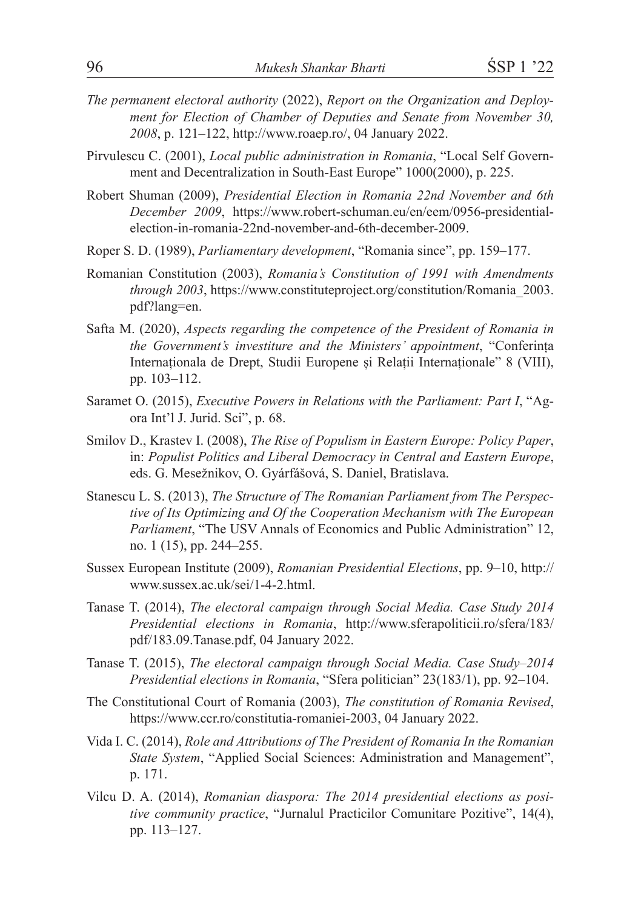*The permanent electoral authority* (2022), *Report on the Organization and Deployment for Election of Chamber of Deputies and Senate from November 30, 2008*, p. 121–122, http://www.roaep.ro/, 04 January 2022.

Pirvulescu C. (2001), *Local public administration in Romania*, "Local Self Government and Decentralization in South-East Europe" 1000(2000), p. 225.

Robert Shuman (2009), *Presidential Election in Romania 22nd November and 6th December 2009*, https://www.robert-schuman.eu/en/eem/0956-presidential-election-in-romania-22nd-november-and-6th-december-2009.

Roper S. D. (1989), *Parliamentary development*, "Romania since", pp. 159–177.

Romanian Constitution (2003), *Romania's Constitution of 1991 with Amendments through 2003*, https://www.constituteproject.org/constitution/Romania_2003.pdf?lang=en.

Safta M. (2020), *Aspects regarding the competence of the President of Romania in the Government's investiture and the Ministers' appointment*, "Conferința Internaționala de Drept, Studii Europene și Relații Internaționale" 8 (VIII), pp. 103–112.

Saramet O. (2015), *Executive Powers in Relations with the Parliament: Part I*, "Agora Int'l J. Jurid. Sci", p. 68.

Smilov D., Krastev I. (2008), *The Rise of Populism in Eastern Europe: Policy Paper*, in: *Populist Politics and Liberal Democracy in Central and Eastern Europe*, eds. G. Mesežnikov, O. Gyárfášová, S. Daniel, Bratislava.

Stanescu L. S. (2013), *The Structure of The Romanian Parliament from The Perspective of Its Optimizing and Of the Cooperation Mechanism with The European Parliament*, "The USV Annals of Economics and Public Administration" 12, no. 1 (15), pp. 244–255.

Sussex European Institute (2009), *Romanian Presidential Elections*, pp. 9–10, http://www.sussex.ac.uk/sei/1-4-2.html.

Tanase T. (2014), *The electoral campaign through Social Media. Case Study 2014 Presidential elections in Romania*, http://www.sferapoliticii.ro/sfera/183/pdf/183.09.Tanase.pdf, 04 January 2022.

Tanase T. (2015), *The electoral campaign through Social Media. Case Study–2014 Presidential elections in Romania*, "Sfera politician" 23(183/1), pp. 92–104.

The Constitutional Court of Romania (2003), *The constitution of Romania Revised*, https://www.ccr.ro/constitutia-romaniei-2003, 04 January 2022.

Vida I. C. (2014), *Role and Attributions of The President of Romania In the Romanian State System*, "Applied Social Sciences: Administration and Management", p. 171.

Vilcu D. A. (2014), *Romanian diaspora: The 2014 presidential elections as positive community practice*, "Jurnalul Practicilor Comunitare Pozitive", 14(4), pp. 113–127.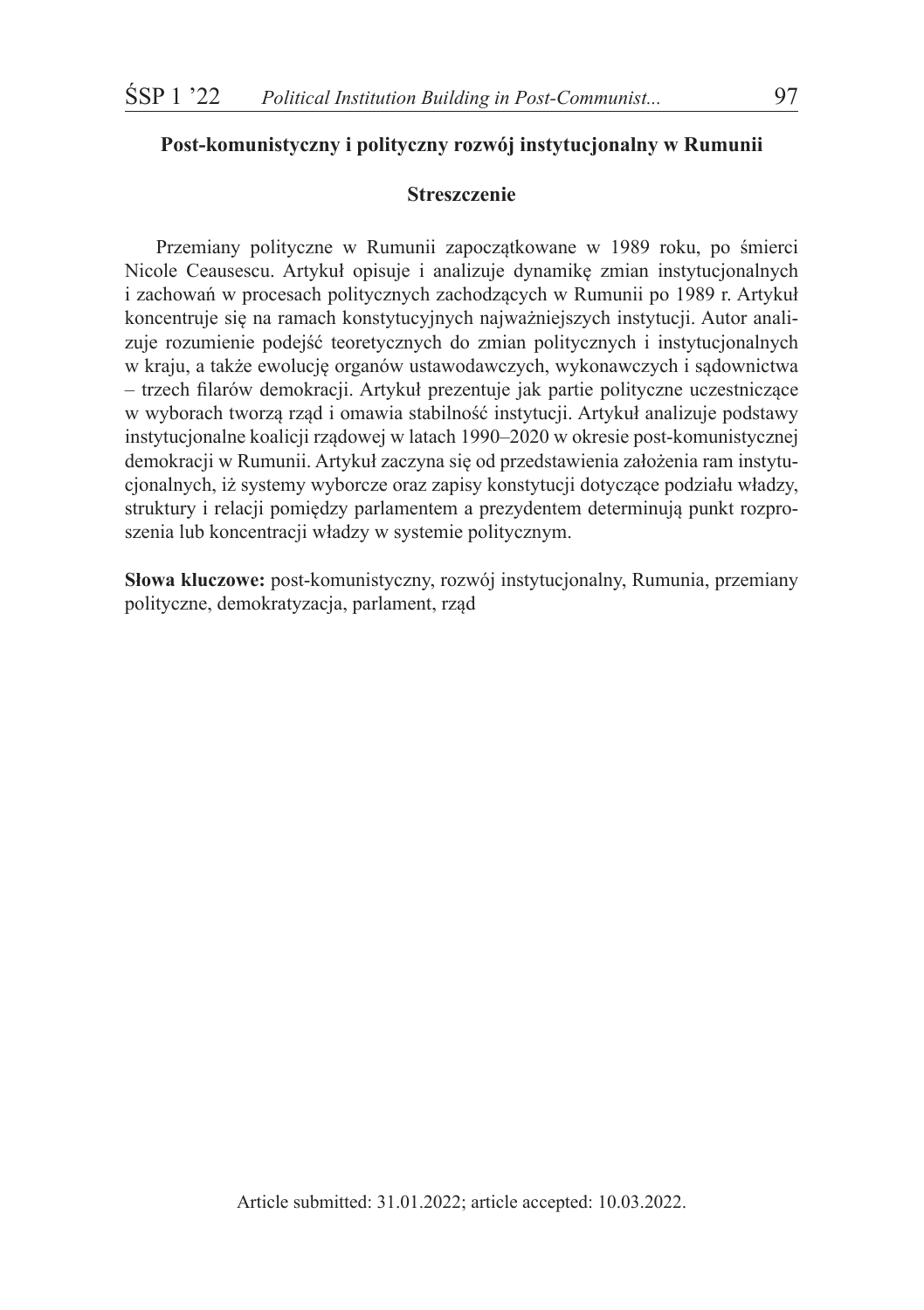**Post-komunistyczny i polityczny rozwój instytucjonalny w Rumunii**

**Streszczenie**

Przemiany polityczne w Rumunii zapoczątkowane w 1989 roku, po śmierci Nicole Ceausescu. Artykuł opisuje i analizuje dynamikę zmian instytucjonalnych i zachowań w procesach politycznych zachodzących w Rumunii po 1989 r. Artykuł koncentruje się na ramach konstytucyjnych najważniejszych instytucji. Autor analizuje rozumienie podejść teoretycznych do zmian politycznych i instytucjonalnych w kraju, a także ewolucję organów ustawodawczych, wykonawczych i sądownictwa – trzech filarów demokracji. Artykuł prezentuje jak partie polityczne uczestniczące w wyborach tworzą rząd i omawia stabilność instytucji. Artykuł analizuje podstawy instytucjonalne koalicji rządowej w latach 1990–2020 w okresie post-komunistycznej demokracji w Rumunii. Artykuł zaczyna się od przedstawienia założenia ram instytucjonalnych, iż systemy wyborcze oraz zapisy konstytucji dotyczące podziału władzy, struktury i relacji pomiędzy parlamentem a prezydentem determinują punkt rozproszenia lub koncentracji władzy w systemie politycznym.

**Słowa kluczowe:** post-komunistyczny, rozwój instytucjonalny, Rumunia, przemiany polityczne, demokratyzacja, parlament, rząd

Article submitted: 31.01.2022; article accepted: 10.03.2022.